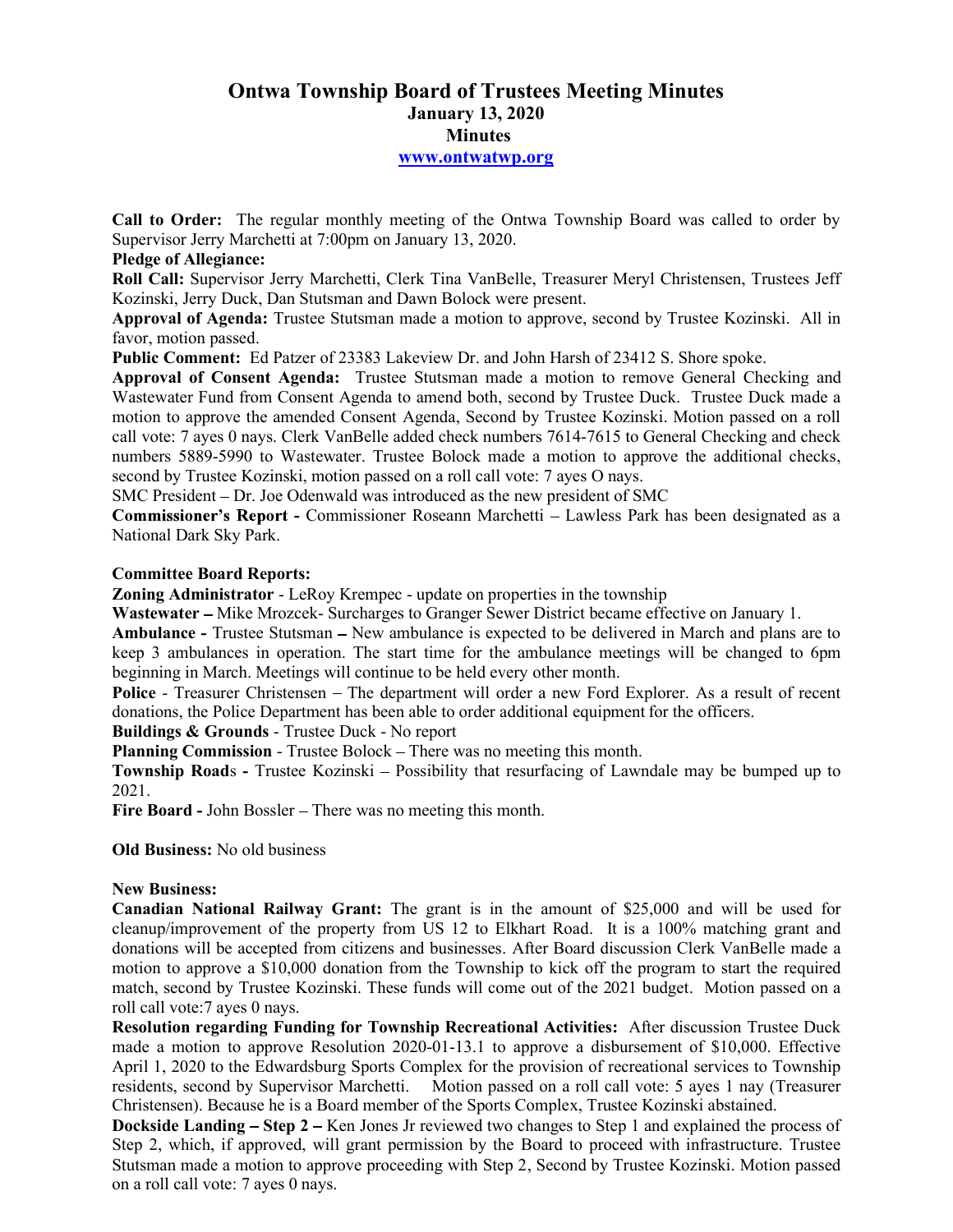# Ontwa Township Board of Trustees Meeting Minutes
## January 13, 2020
## Minutes
### www.ontwatwp.org

**Call to Order:** The regular monthly meeting of the Ontwa Township Board was called to order by Supervisor Jerry Marchetti at 7:00pm on January 13, 2020.

**Pledge of Allegiance:**

**Roll Call:** Supervisor Jerry Marchetti, Clerk Tina VanBelle, Treasurer Meryl Christensen, Trustees Jeff Kozinski, Jerry Duck, Dan Stutsman and Dawn Bolock were present.

**Approval of Agenda:** Trustee Stutsman made a motion to approve, second by Trustee Kozinski. All in favor, motion passed.

**Public Comment:** Ed Patzer of 23383 Lakeview Dr. and John Harsh of 23412 S. Shore spoke.

**Approval of Consent Agenda:** Trustee Stutsman made a motion to remove General Checking and Wastewater Fund from Consent Agenda to amend both, second by Trustee Duck. Trustee Duck made a motion to approve the amended Consent Agenda, Second by Trustee Kozinski. Motion passed on a roll call vote: 7 ayes 0 nays. Clerk VanBelle added check numbers 7614-7615 to General Checking and check numbers 5889-5990 to Wastewater. Trustee Bolock made a motion to approve the additional checks, second by Trustee Kozinski, motion passed on a roll call vote: 7 ayes O nays.

SMC President – Dr. Joe Odenwald was introduced as the new president of SMC

**Commissioner's Report -** Commissioner Roseann Marchetti – Lawless Park has been designated as a National Dark Sky Park.

**Committee Board Reports:**

**Zoning Administrator** - LeRoy Krempec - update on properties in the township

**Wastewater –** Mike Mrozcek- Surcharges to Granger Sewer District became effective on January 1.

**Ambulance -** Trustee Stutsman – New ambulance is expected to be delivered in March and plans are to keep 3 ambulances in operation. The start time for the ambulance meetings will be changed to 6pm beginning in March. Meetings will continue to be held every other month.

**Police** - Treasurer Christensen – The department will order a new Ford Explorer. As a result of recent donations, the Police Department has been able to order additional equipment for the officers.

**Buildings & Grounds** - Trustee Duck - No report

**Planning Commission** - Trustee Bolock – There was no meeting this month.

**Township Road**s **-** Trustee Kozinski – Possibility that resurfacing of Lawndale may be bumped up to 2021.

**Fire Board -** John Bossler – There was no meeting this month.

**Old Business:** No old business

**New Business:**

**Canadian National Railway Grant:** The grant is in the amount of $25,000 and will be used for cleanup/improvement of the property from US 12 to Elkhart Road. It is a 100% matching grant and donations will be accepted from citizens and businesses. After Board discussion Clerk VanBelle made a motion to approve a $10,000 donation from the Township to kick off the program to start the required match, second by Trustee Kozinski. These funds will come out of the 2021 budget. Motion passed on a roll call vote:7 ayes 0 nays.

**Resolution regarding Funding for Township Recreational Activities:** After discussion Trustee Duck made a motion to approve Resolution 2020-01-13.1 to approve a disbursement of $10,000. Effective April 1, 2020 to the Edwardsburg Sports Complex for the provision of recreational services to Township residents, second by Supervisor Marchetti. Motion passed on a roll call vote: 5 ayes 1 nay (Treasurer Christensen). Because he is a Board member of the Sports Complex, Trustee Kozinski abstained.

**Dockside Landing – Step 2 –** Ken Jones Jr reviewed two changes to Step 1 and explained the process of Step 2, which, if approved, will grant permission by the Board to proceed with infrastructure. Trustee Stutsman made a motion to approve proceeding with Step 2, Second by Trustee Kozinski. Motion passed on a roll call vote: 7 ayes 0 nays.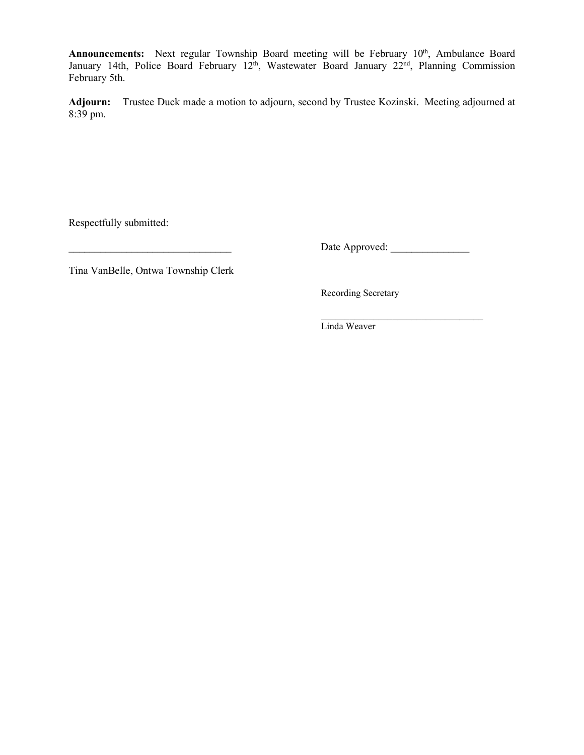**Announcements:** Next regular Township Board meeting will be February 10th, Ambulance Board January 14th, Police Board February 12th, Wastewater Board January 22nd, Planning Commission February 5th.

**Adjourn:** Trustee Duck made a motion to adjourn, second by Trustee Kozinski. Meeting adjourned at 8:39 pm.

Respectfully submitted:

_______________________________ Date Approved: _______________

Tina VanBelle, Ontwa Township Clerk

Recording Secretary

_________________________________

Linda Weaver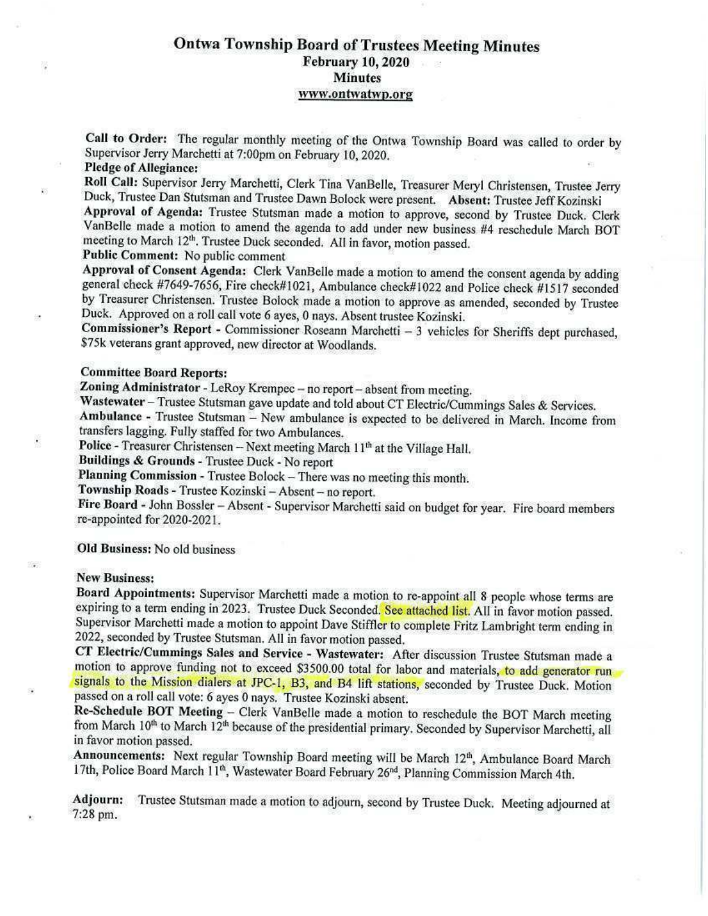# Ontwa Township Board of Trustees Meeting Minutes

**February 10, 2020**

**Minutes**

**www.ontwatwp.org**

**Call to Order:** The regular monthly meeting of the Ontwa Township Board was called to order by Supervisor Jerry Marchetti at 7:00pm on February 10, 2020.

**Pledge of Allegiance:**

**Roll Call:** Supervisor Jerry Marchetti, Clerk Tina VanBelle, Treasurer Meryl Christensen, Trustee Jerry Duck, Trustee Dan Stutsman and Trustee Dawn Bolock were present. **Absent:** Trustee Jeff Kozinski

**Approval of Agenda:** Trustee Stutsman made a motion to approve, second by Trustee Duck. Clerk VanBelle made a motion to amend the agenda to add under new business #4 reschedule March BOT meeting to March 12th. Trustee Duck seconded. All in favor, motion passed.

**Public Comment:** No public comment

**Approval of Consent Agenda:** Clerk VanBelle made a motion to amend the consent agenda by adding general check #7649-7656, Fire check#1021, Ambulance check#1022 and Police check #1517 seconded by Treasurer Christensen. Trustee Bolock made a motion to approve as amended, seconded by Trustee Duck. Approved on a roll call vote 6 ayes, 0 nays. Absent trustee Kozinski.

**Commissioner's Report** - Commissioner Roseann Marchetti – 3 vehicles for Sheriffs dept purchased, $75k veterans grant approved, new director at Woodlands.

**Committee Board Reports:**

**Zoning Administrator** - LeRoy Krempec – no report – absent from meeting.

**Wastewater** – Trustee Stutsman gave update and told about CT Electric/Cummings Sales & Services.

**Ambulance** - Trustee Stutsman – New ambulance is expected to be delivered in March. Income from transfers lagging. Fully staffed for two Ambulances.

**Police** - Treasurer Christensen – Next meeting March 11th at the Village Hall.

**Buildings & Grounds** - Trustee Duck - No report

**Planning Commission** - Trustee Bolock – There was no meeting this month.

**Township Roads** - Trustee Kozinski – Absent – no report.

**Fire Board** - John Bossler – Absent - Supervisor Marchetti said on budget for year. Fire board members re-appointed for 2020-2021.

**Old Business:** No old business

**New Business:**

**Board Appointments:** Supervisor Marchetti made a motion to re-appoint all 8 people whose terms are expiring to a term ending in 2023. Trustee Duck Seconded. See attached list. All in favor motion passed. Supervisor Marchetti made a motion to appoint Dave Stiffler to complete Fritz Lambright term ending in 2022, seconded by Trustee Stutsman. All in favor motion passed.

**CT Electric/Cummings Sales and Service - Wastewater:** After discussion Trustee Stutsman made a motion to approve funding not to exceed $3500.00 total for labor and materials, to add generator run signals to the Mission dialers at JPC-1, B3, and B4 lift stations, seconded by Trustee Duck. Motion passed on a roll call vote: 6 ayes 0 nays. Trustee Kozinski absent.

**Re-Schedule BOT Meeting** – Clerk VanBelle made a motion to reschedule the BOT March meeting from March 10th to March 12th because of the presidential primary. Seconded by Supervisor Marchetti, all in favor motion passed.

**Announcements:** Next regular Township Board meeting will be March 12th, Ambulance Board March 17th, Police Board March 11th, Wastewater Board February 26nd, Planning Commission March 4th.

**Adjourn:** Trustee Stutsman made a motion to adjourn, second by Trustee Duck. Meeting adjourned at 7:28 pm.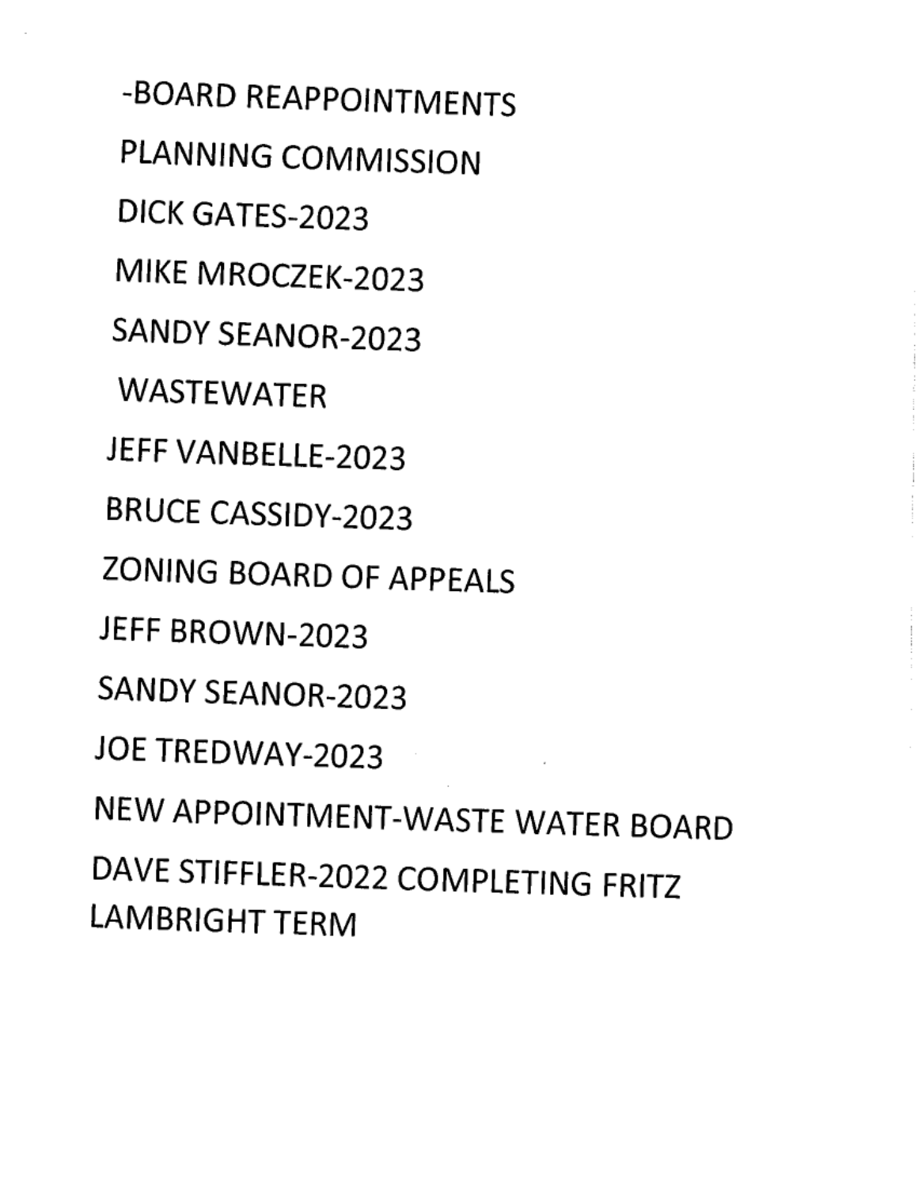-BOARD REAPPOINTMENTS

PLANNING COMMISSION

DICK GATES-2023

MIKE MROCZEK-2023

SANDY SEANOR-2023

WASTEWATER

JEFF VANBELLE-2023

BRUCE CASSIDY-2023

ZONING BOARD OF APPEALS

JEFF BROWN-2023

SANDY SEANOR-2023

JOE TREDWAY-2023

NEW APPOINTMENT-WASTE WATER BOARD

DAVE STIFFLER-2022 COMPLETING FRITZ LAMBRIGHT TERM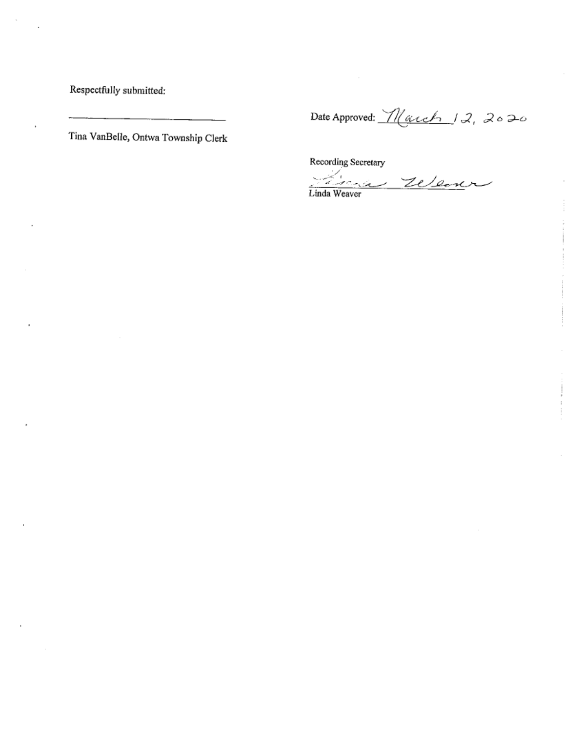Respectfully submitted:

_____________________________

Tina VanBelle, Ontwa Township Clerk

Date Approved: March 12, 2020

Recording Secretary

Linda Weaver

Linda Weaver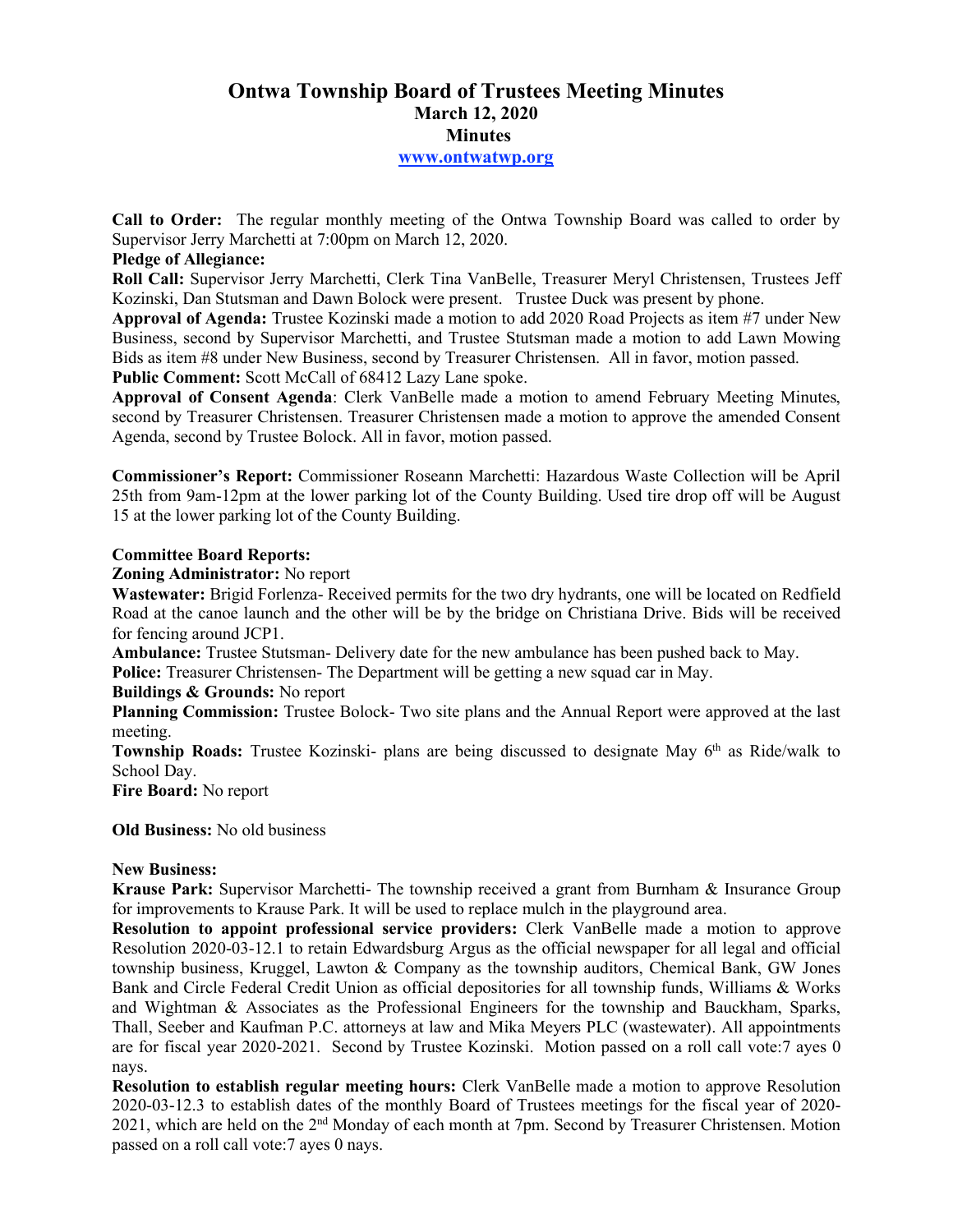# Ontwa Township Board of Trustees Meeting Minutes
## March 12, 2020
## Minutes
### www.ontwatwp.org

**Call to Order:** The regular monthly meeting of the Ontwa Township Board was called to order by Supervisor Jerry Marchetti at 7:00pm on March 12, 2020.

**Pledge of Allegiance:**

**Roll Call:** Supervisor Jerry Marchetti, Clerk Tina VanBelle, Treasurer Meryl Christensen, Trustees Jeff Kozinski, Dan Stutsman and Dawn Bolock were present. Trustee Duck was present by phone.

**Approval of Agenda:** Trustee Kozinski made a motion to add 2020 Road Projects as item #7 under New Business, second by Supervisor Marchetti, and Trustee Stutsman made a motion to add Lawn Mowing Bids as item #8 under New Business, second by Treasurer Christensen. All in favor, motion passed.

**Public Comment:** Scott McCall of 68412 Lazy Lane spoke.

**Approval of Consent Agenda**: Clerk VanBelle made a motion to amend February Meeting Minutes, second by Treasurer Christensen. Treasurer Christensen made a motion to approve the amended Consent Agenda, second by Trustee Bolock. All in favor, motion passed.

**Commissioner's Report:** Commissioner Roseann Marchetti: Hazardous Waste Collection will be April 25th from 9am-12pm at the lower parking lot of the County Building. Used tire drop off will be August 15 at the lower parking lot of the County Building.

**Committee Board Reports:**

**Zoning Administrator:** No report

**Wastewater:** Brigid Forlenza- Received permits for the two dry hydrants, one will be located on Redfield Road at the canoe launch and the other will be by the bridge on Christiana Drive. Bids will be received for fencing around JCP1.

**Ambulance:** Trustee Stutsman- Delivery date for the new ambulance has been pushed back to May.

**Police:** Treasurer Christensen- The Department will be getting a new squad car in May.

**Buildings & Grounds:** No report

**Planning Commission:** Trustee Bolock- Two site plans and the Annual Report were approved at the last meeting.

**Township Roads:** Trustee Kozinski- plans are being discussed to designate May 6th as Ride/walk to School Day.

**Fire Board:** No report

**Old Business:** No old business

**New Business:**

**Krause Park:** Supervisor Marchetti- The township received a grant from Burnham & Insurance Group for improvements to Krause Park. It will be used to replace mulch in the playground area.

**Resolution to appoint professional service providers:** Clerk VanBelle made a motion to approve Resolution 2020-03-12.1 to retain Edwardsburg Argus as the official newspaper for all legal and official township business, Kruggel, Lawton & Company as the township auditors, Chemical Bank, GW Jones Bank and Circle Federal Credit Union as official depositories for all township funds, Williams & Works and Wightman & Associates as the Professional Engineers for the township and Bauckham, Sparks, Thall, Seeber and Kaufman P.C. attorneys at law and Mika Meyers PLC (wastewater). All appointments are for fiscal year 2020-2021. Second by Trustee Kozinski. Motion passed on a roll call vote:7 ayes 0 nays.

**Resolution to establish regular meeting hours:** Clerk VanBelle made a motion to approve Resolution 2020-03-12.3 to establish dates of the monthly Board of Trustees meetings for the fiscal year of 2020-2021, which are held on the 2nd Monday of each month at 7pm. Second by Treasurer Christensen. Motion passed on a roll call vote:7 ayes 0 nays.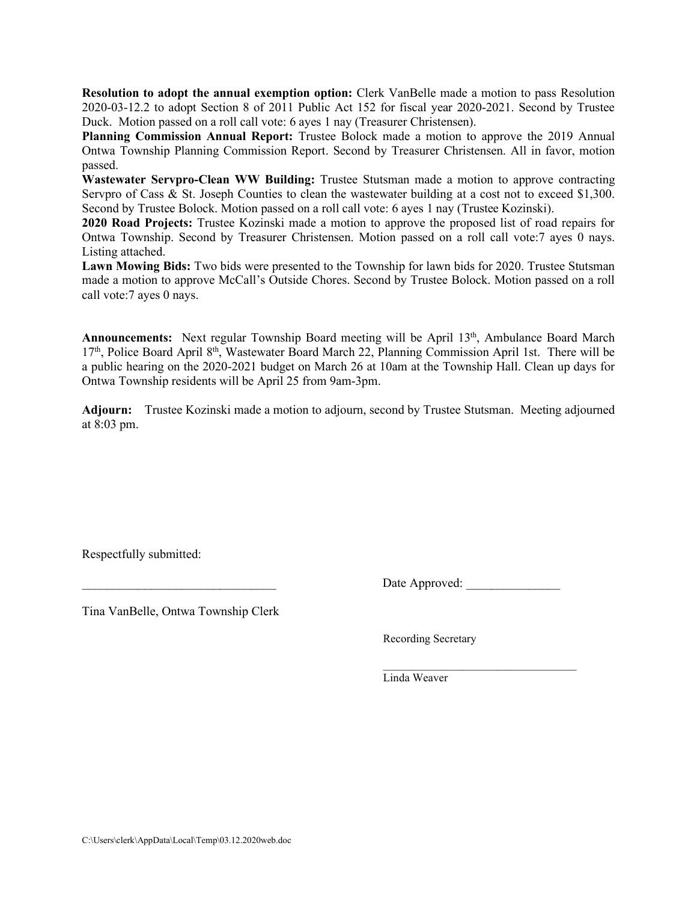**Resolution to adopt the annual exemption option:** Clerk VanBelle made a motion to pass Resolution 2020-03-12.2 to adopt Section 8 of 2011 Public Act 152 for fiscal year 2020-2021. Second by Trustee Duck. Motion passed on a roll call vote: 6 ayes 1 nay (Treasurer Christensen).

**Planning Commission Annual Report:** Trustee Bolock made a motion to approve the 2019 Annual Ontwa Township Planning Commission Report. Second by Treasurer Christensen. All in favor, motion passed.

**Wastewater Servpro-Clean WW Building:** Trustee Stutsman made a motion to approve contracting Servpro of Cass & St. Joseph Counties to clean the wastewater building at a cost not to exceed $1,300. Second by Trustee Bolock. Motion passed on a roll call vote: 6 ayes 1 nay (Trustee Kozinski).

**2020 Road Projects:** Trustee Kozinski made a motion to approve the proposed list of road repairs for Ontwa Township. Second by Treasurer Christensen. Motion passed on a roll call vote:7 ayes 0 nays. Listing attached.

**Lawn Mowing Bids:** Two bids were presented to the Township for lawn bids for 2020. Trustee Stutsman made a motion to approve McCall's Outside Chores. Second by Trustee Bolock. Motion passed on a roll call vote:7 ayes 0 nays.

**Announcements:** Next regular Township Board meeting will be April 13th, Ambulance Board March 17th, Police Board April 8th, Wastewater Board March 22, Planning Commission April 1st. There will be a public hearing on the 2020-2021 budget on March 26 at 10am at the Township Hall. Clean up days for Ontwa Township residents will be April 25 from 9am-3pm.

**Adjourn:** Trustee Kozinski made a motion to adjourn, second by Trustee Stutsman. Meeting adjourned at 8:03 pm.

Respectfully submitted:

_______________________________ Date Approved: _______________

Tina VanBelle, Ontwa Township Clerk

Recording Secretary

_________________________________

Linda Weaver

C:\Users\clerk\AppData\Local\Temp\03.12.2020web.doc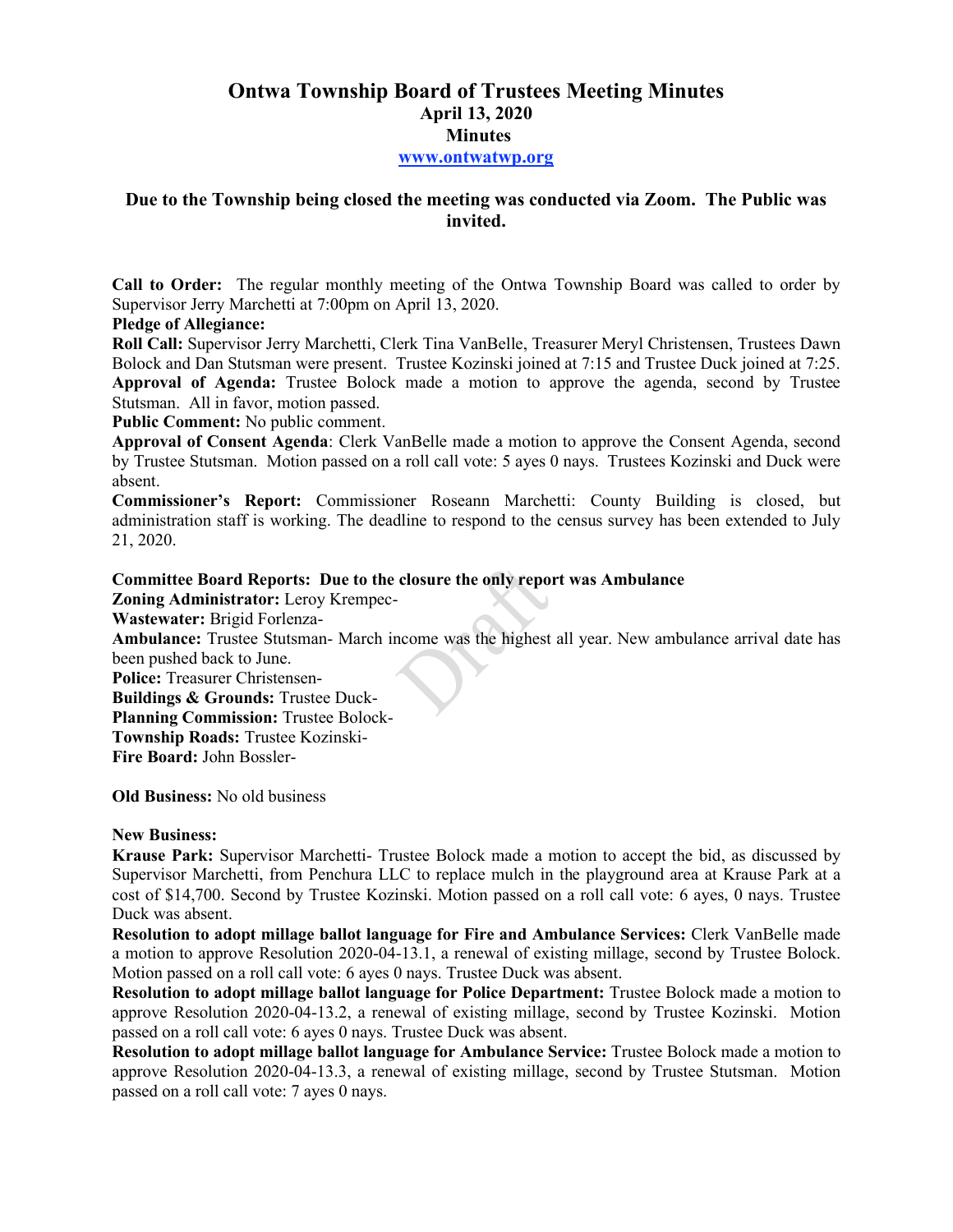# Ontwa Township Board of Trustees Meeting Minutes

**April 13, 2020**

**Minutes**

**www.ontwatwp.org**

**Due to the Township being closed the meeting was conducted via Zoom. The Public was invited.**

**Call to Order:** The regular monthly meeting of the Ontwa Township Board was called to order by Supervisor Jerry Marchetti at 7:00pm on April 13, 2020.

**Pledge of Allegiance:**

**Roll Call:** Supervisor Jerry Marchetti, Clerk Tina VanBelle, Treasurer Meryl Christensen, Trustees Dawn Bolock and Dan Stutsman were present. Trustee Kozinski joined at 7:15 and Trustee Duck joined at 7:25.

**Approval of Agenda:** Trustee Bolock made a motion to approve the agenda, second by Trustee Stutsman. All in favor, motion passed.

**Public Comment:** No public comment.

**Approval of Consent Agenda**: Clerk VanBelle made a motion to approve the Consent Agenda, second by Trustee Stutsman. Motion passed on a roll call vote: 5 ayes 0 nays. Trustees Kozinski and Duck were absent.

**Commissioner's Report:** Commissioner Roseann Marchetti: County Building is closed, but administration staff is working. The deadline to respond to the census survey has been extended to July 21, 2020.

**Committee Board Reports: Due to the closure the only report was Ambulance**

**Zoning Administrator:** Leroy Krempec-

**Wastewater:** Brigid Forlenza-

**Ambulance:** Trustee Stutsman- March income was the highest all year. New ambulance arrival date has been pushed back to June.

**Police:** Treasurer Christensen-

**Buildings & Grounds:** Trustee Duck-

**Planning Commission:** Trustee Bolock-

**Township Roads:** Trustee Kozinski-

**Fire Board:** John Bossler-

**Old Business:** No old business

**New Business:**

**Krause Park:** Supervisor Marchetti- Trustee Bolock made a motion to accept the bid, as discussed by Supervisor Marchetti, from Penchura LLC to replace mulch in the playground area at Krause Park at a cost of $14,700. Second by Trustee Kozinski. Motion passed on a roll call vote: 6 ayes, 0 nays. Trustee Duck was absent.

**Resolution to adopt millage ballot language for Fire and Ambulance Services:** Clerk VanBelle made a motion to approve Resolution 2020-04-13.1, a renewal of existing millage, second by Trustee Bolock. Motion passed on a roll call vote: 6 ayes 0 nays. Trustee Duck was absent.

**Resolution to adopt millage ballot language for Police Department:** Trustee Bolock made a motion to approve Resolution 2020-04-13.2, a renewal of existing millage, second by Trustee Kozinski. Motion passed on a roll call vote: 6 ayes 0 nays. Trustee Duck was absent.

**Resolution to adopt millage ballot language for Ambulance Service:** Trustee Bolock made a motion to approve Resolution 2020-04-13.3, a renewal of existing millage, second by Trustee Stutsman. Motion passed on a roll call vote: 7 ayes 0 nays.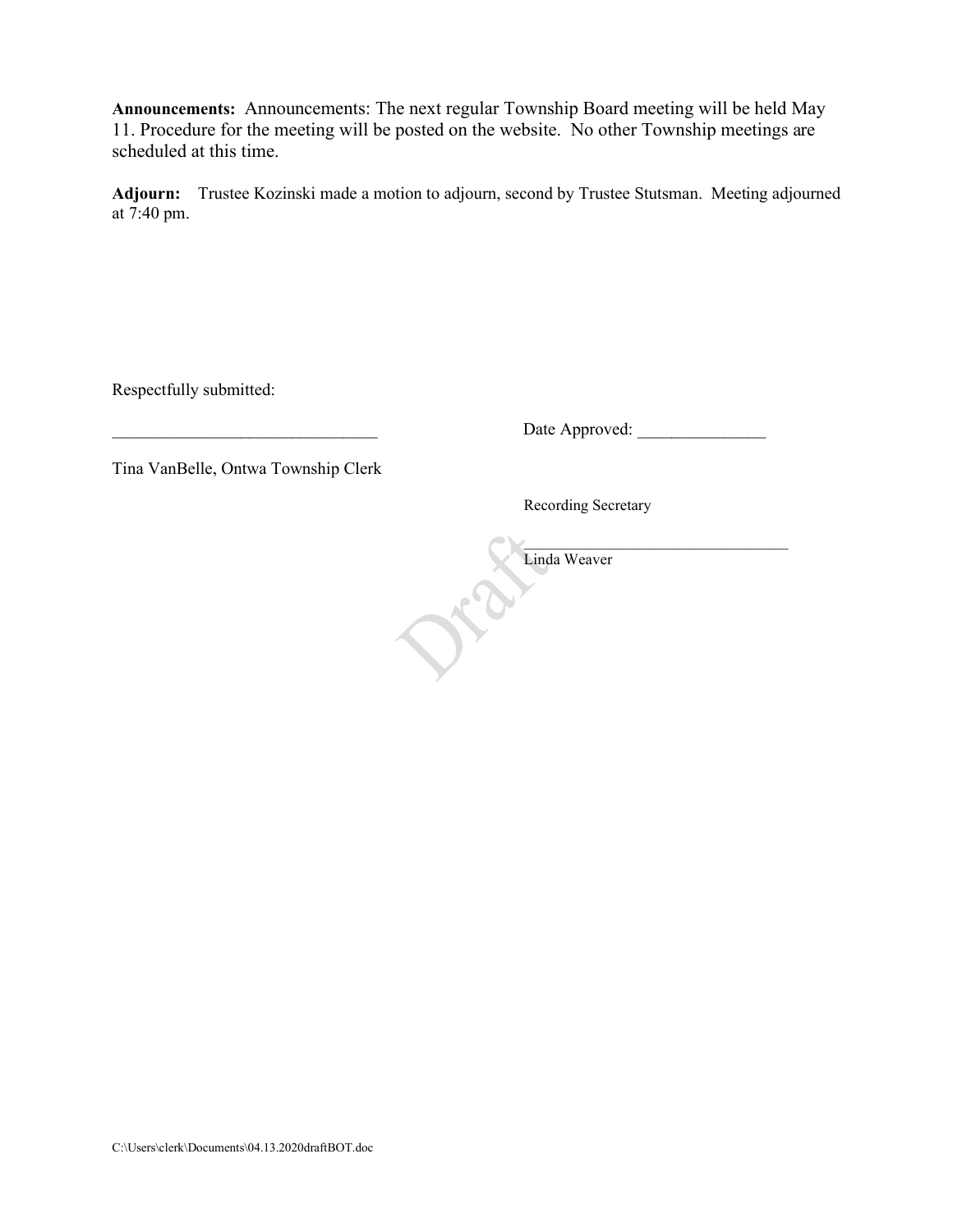**Announcements:** Announcements: The next regular Township Board meeting will be held May 11. Procedure for the meeting will be posted on the website. No other Township meetings are scheduled at this time.

**Adjourn:** Trustee Kozinski made a motion to adjourn, second by Trustee Stutsman. Meeting adjourned at 7:40 pm.

Respectfully submitted:

_______________________________ Date Approved: _______________

Tina VanBelle, Ontwa Township Clerk

Recording Secretary

_________________________________

Linda Weaver

Draft

C:\Users\clerk\Documents\04.13.2020draftBOT.doc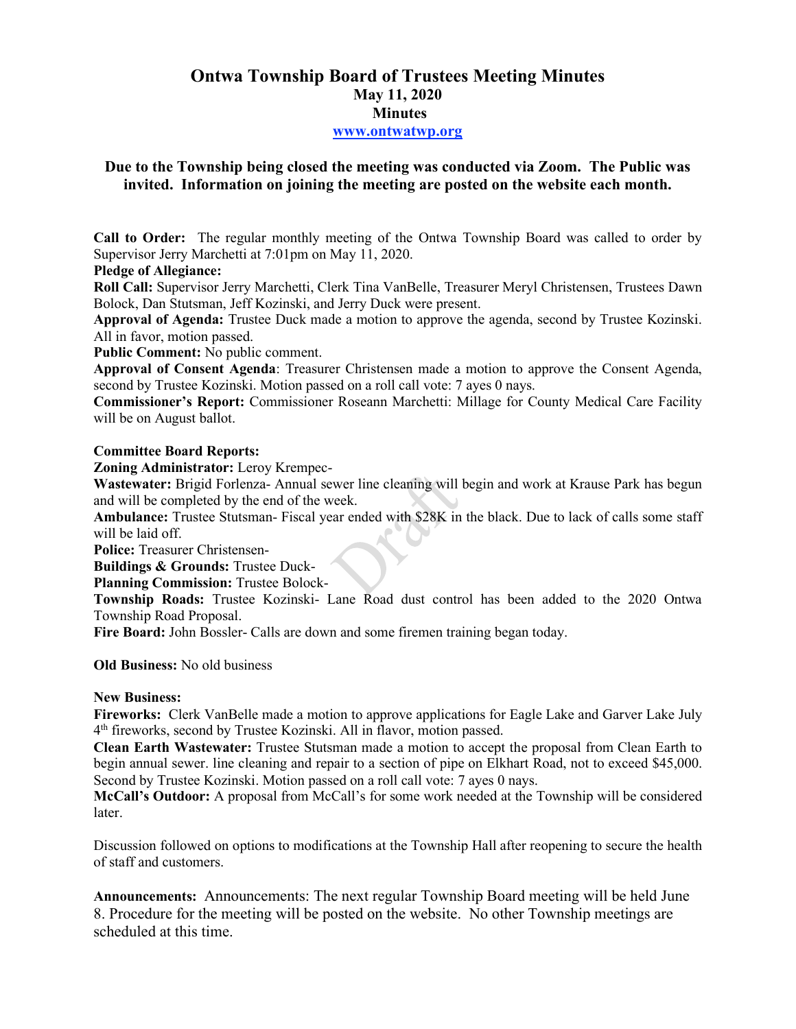# Ontwa Township Board of Trustees Meeting Minutes

**May 11, 2020**

**Minutes**

**www.ontwatwp.org**

**Due to the Township being closed the meeting was conducted via Zoom. The Public was invited. Information on joining the meeting are posted on the website each month.**

**Call to Order:** The regular monthly meeting of the Ontwa Township Board was called to order by Supervisor Jerry Marchetti at 7:01pm on May 11, 2020.

**Pledge of Allegiance:**

**Roll Call:** Supervisor Jerry Marchetti, Clerk Tina VanBelle, Treasurer Meryl Christensen, Trustees Dawn Bolock, Dan Stutsman, Jeff Kozinski, and Jerry Duck were present.

**Approval of Agenda:** Trustee Duck made a motion to approve the agenda, second by Trustee Kozinski. All in favor, motion passed.

**Public Comment:** No public comment.

**Approval of Consent Agenda**: Treasurer Christensen made a motion to approve the Consent Agenda, second by Trustee Kozinski. Motion passed on a roll call vote: 7 ayes 0 nays.

**Commissioner's Report:** Commissioner Roseann Marchetti: Millage for County Medical Care Facility will be on August ballot.

**Committee Board Reports:**

**Zoning Administrator:** Leroy Krempec-

**Wastewater:** Brigid Forlenza- Annual sewer line cleaning will begin and work at Krause Park has begun and will be completed by the end of the week.

**Ambulance:** Trustee Stutsman- Fiscal year ended with $28K in the black. Due to lack of calls some staff will be laid off.

**Police:** Treasurer Christensen-

**Buildings & Grounds:** Trustee Duck-

**Planning Commission:** Trustee Bolock-

**Township Roads:** Trustee Kozinski- Lane Road dust control has been added to the 2020 Ontwa Township Road Proposal.

**Fire Board:** John Bossler- Calls are down and some firemen training began today.

**Old Business:** No old business

**New Business:**

**Fireworks:** Clerk VanBelle made a motion to approve applications for Eagle Lake and Garver Lake July 4th fireworks, second by Trustee Kozinski. All in flavor, motion passed.

**Clean Earth Wastewater:** Trustee Stutsman made a motion to accept the proposal from Clean Earth to begin annual sewer. line cleaning and repair to a section of pipe on Elkhart Road, not to exceed $45,000. Second by Trustee Kozinski. Motion passed on a roll call vote: 7 ayes 0 nays.

**McCall's Outdoor:** A proposal from McCall's for some work needed at the Township will be considered later.

Discussion followed on options to modifications at the Township Hall after reopening to secure the health of staff and customers.

**Announcements:** Announcements: The next regular Township Board meeting will be held June 8. Procedure for the meeting will be posted on the website. No other Township meetings are scheduled at this time.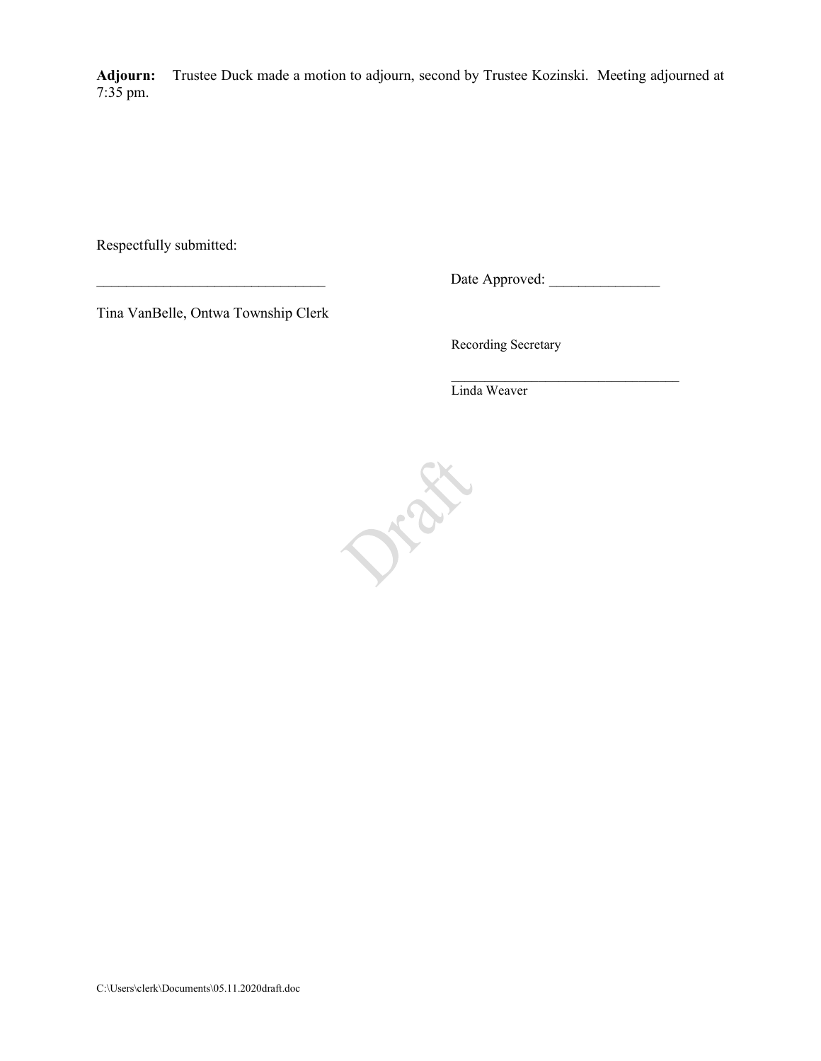**Adjourn:** Trustee Duck made a motion to adjourn, second by Trustee Kozinski. Meeting adjourned at 7:35 pm.

Respectfully submitted:

_______________________________ Date Approved: _______________

Tina VanBelle, Ontwa Township Clerk

Recording Secretary

_________________________________
Linda Weaver

Draft

C:\Users\clerk\Documents\05.11.2020draft.doc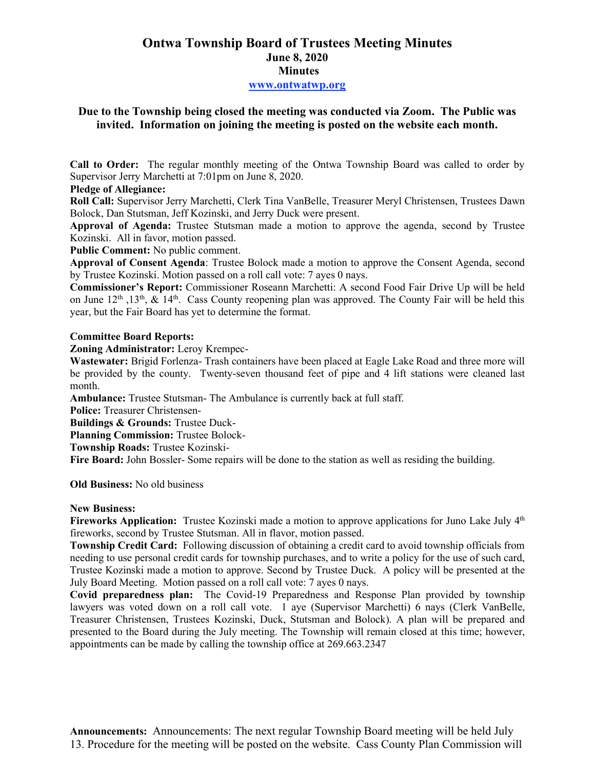# Ontwa Township Board of Trustees Meeting Minutes

## June 8, 2020

## Minutes

**[www.ontwatwp.org](http://www.ontwatwp.org)**

**Due to the Township being closed the meeting was conducted via Zoom. The Public was invited. Information on joining the meeting is posted on the website each month.**

**Call to Order:** The regular monthly meeting of the Ontwa Township Board was called to order by Supervisor Jerry Marchetti at 7:01pm on June 8, 2020.

**Pledge of Allegiance:**

**Roll Call:** Supervisor Jerry Marchetti, Clerk Tina VanBelle, Treasurer Meryl Christensen, Trustees Dawn Bolock, Dan Stutsman, Jeff Kozinski, and Jerry Duck were present.

**Approval of Agenda:** Trustee Stutsman made a motion to approve the agenda, second by Trustee Kozinski. All in favor, motion passed.

**Public Comment:** No public comment.

**Approval of Consent Agenda**: Trustee Bolock made a motion to approve the Consent Agenda, second by Trustee Kozinski. Motion passed on a roll call vote: 7 ayes 0 nays.

**Commissioner's Report:** Commissioner Roseann Marchetti: A second Food Fair Drive Up will be held on June 12th ,13th, & 14th. Cass County reopening plan was approved. The County Fair will be held this year, but the Fair Board has yet to determine the format.

**Committee Board Reports:**

**Zoning Administrator:** Leroy Krempec-

**Wastewater:** Brigid Forlenza- Trash containers have been placed at Eagle Lake Road and three more will be provided by the county. Twenty-seven thousand feet of pipe and 4 lift stations were cleaned last month.

**Ambulance:** Trustee Stutsman- The Ambulance is currently back at full staff.

**Police:** Treasurer Christensen-

**Buildings & Grounds:** Trustee Duck-

**Planning Commission:** Trustee Bolock-

**Township Roads:** Trustee Kozinski-

**Fire Board:** John Bossler- Some repairs will be done to the station as well as residing the building.

**Old Business:** No old business

**New Business:**

**Fireworks Application:** Trustee Kozinski made a motion to approve applications for Juno Lake July 4th fireworks, second by Trustee Stutsman. All in flavor, motion passed.

**Township Credit Card:** Following discussion of obtaining a credit card to avoid township officials from needing to use personal credit cards for township purchases, and to write a policy for the use of such card, Trustee Kozinski made a motion to approve. Second by Trustee Duck. A policy will be presented at the July Board Meeting. Motion passed on a roll call vote: 7 ayes 0 nays.

**Covid preparedness plan:** The Covid-19 Preparedness and Response Plan provided by township lawyers was voted down on a roll call vote. 1 aye (Supervisor Marchetti) 6 nays (Clerk VanBelle, Treasurer Christensen, Trustees Kozinski, Duck, Stutsman and Bolock). A plan will be prepared and presented to the Board during the July meeting. The Township will remain closed at this time; however, appointments can be made by calling the township office at 269.663.2347

**Announcements:** Announcements: The next regular Township Board meeting will be held July 13. Procedure for the meeting will be posted on the website. Cass County Plan Commission will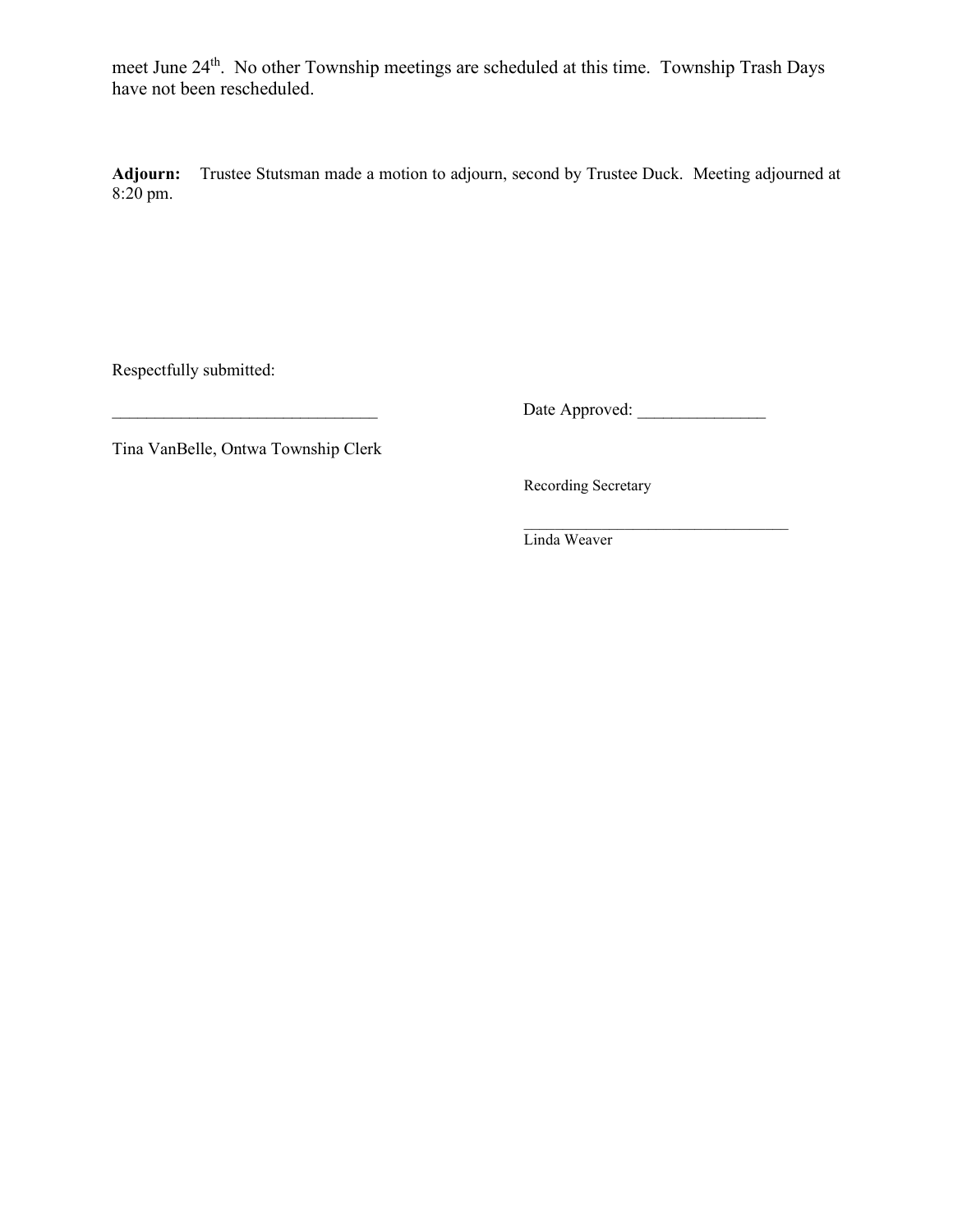meet June 24th.  No other Township meetings are scheduled at this time.  Township Trash Days have not been rescheduled.

**Adjourn:** Trustee Stutsman made a motion to adjourn, second by Trustee Duck.  Meeting adjourned at 8:20 pm.

Respectfully submitted:

_______________________________ Date Approved: _______________

Tina VanBelle, Ontwa Township Clerk

Recording Secretary

_________________________________

Linda Weaver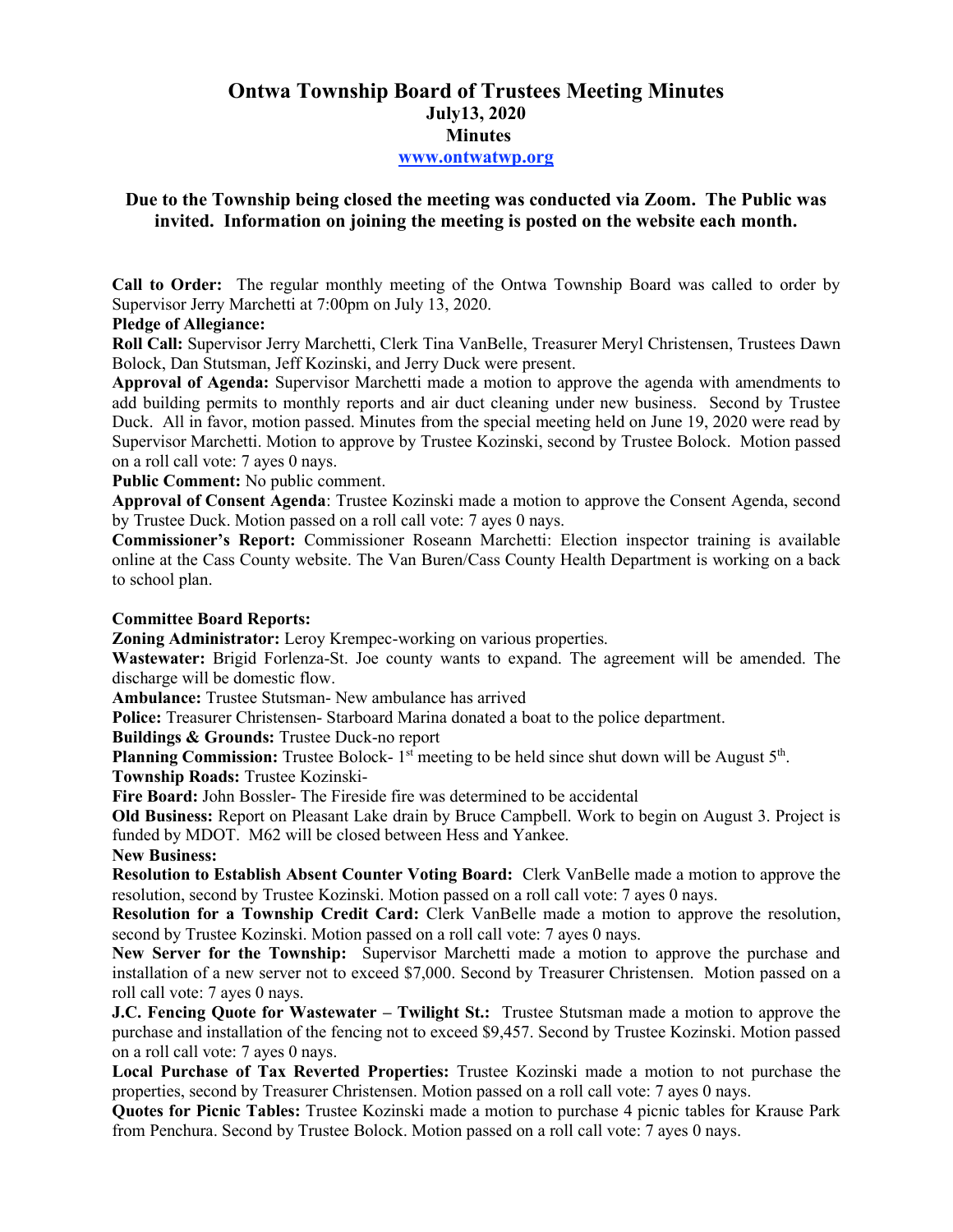# Ontwa Township Board of Trustees Meeting Minutes

## July13, 2020

## Minutes

**www.ontwatwp.org**

**Due to the Township being closed the meeting was conducted via Zoom. The Public was invited. Information on joining the meeting is posted on the website each month.**

**Call to Order:** The regular monthly meeting of the Ontwa Township Board was called to order by Supervisor Jerry Marchetti at 7:00pm on July 13, 2020.

**Pledge of Allegiance:**

**Roll Call:** Supervisor Jerry Marchetti, Clerk Tina VanBelle, Treasurer Meryl Christensen, Trustees Dawn Bolock, Dan Stutsman, Jeff Kozinski, and Jerry Duck were present.

**Approval of Agenda:** Supervisor Marchetti made a motion to approve the agenda with amendments to add building permits to monthly reports and air duct cleaning under new business. Second by Trustee Duck. All in favor, motion passed. Minutes from the special meeting held on June 19, 2020 were read by Supervisor Marchetti. Motion to approve by Trustee Kozinski, second by Trustee Bolock. Motion passed on a roll call vote: 7 ayes 0 nays.

**Public Comment:** No public comment.

**Approval of Consent Agenda**: Trustee Kozinski made a motion to approve the Consent Agenda, second by Trustee Duck. Motion passed on a roll call vote: 7 ayes 0 nays.

**Commissioner's Report:** Commissioner Roseann Marchetti: Election inspector training is available online at the Cass County website. The Van Buren/Cass County Health Department is working on a back to school plan.

**Committee Board Reports:**

**Zoning Administrator:** Leroy Krempec-working on various properties.

**Wastewater:** Brigid Forlenza-St. Joe county wants to expand. The agreement will be amended. The discharge will be domestic flow.

**Ambulance:** Trustee Stutsman- New ambulance has arrived

**Police:** Treasurer Christensen- Starboard Marina donated a boat to the police department.

**Buildings & Grounds:** Trustee Duck-no report

**Planning Commission:** Trustee Bolock- 1st meeting to be held since shut down will be August 5th.

**Township Roads:** Trustee Kozinski-

**Fire Board:** John Bossler- The Fireside fire was determined to be accidental

**Old Business:** Report on Pleasant Lake drain by Bruce Campbell. Work to begin on August 3. Project is funded by MDOT. M62 will be closed between Hess and Yankee.

**New Business:**

**Resolution to Establish Absent Counter Voting Board:** Clerk VanBelle made a motion to approve the resolution, second by Trustee Kozinski. Motion passed on a roll call vote: 7 ayes 0 nays.

**Resolution for a Township Credit Card:** Clerk VanBelle made a motion to approve the resolution, second by Trustee Kozinski. Motion passed on a roll call vote: 7 ayes 0 nays.

**New Server for the Township:** Supervisor Marchetti made a motion to approve the purchase and installation of a new server not to exceed $7,000. Second by Treasurer Christensen. Motion passed on a roll call vote: 7 ayes 0 nays.

**J.C. Fencing Quote for Wastewater – Twilight St.:** Trustee Stutsman made a motion to approve the purchase and installation of the fencing not to exceed $9,457. Second by Trustee Kozinski. Motion passed on a roll call vote: 7 ayes 0 nays.

**Local Purchase of Tax Reverted Properties:** Trustee Kozinski made a motion to not purchase the properties, second by Treasurer Christensen. Motion passed on a roll call vote: 7 ayes 0 nays.

**Quotes for Picnic Tables:** Trustee Kozinski made a motion to purchase 4 picnic tables for Krause Park from Penchura. Second by Trustee Bolock. Motion passed on a roll call vote: 7 ayes 0 nays.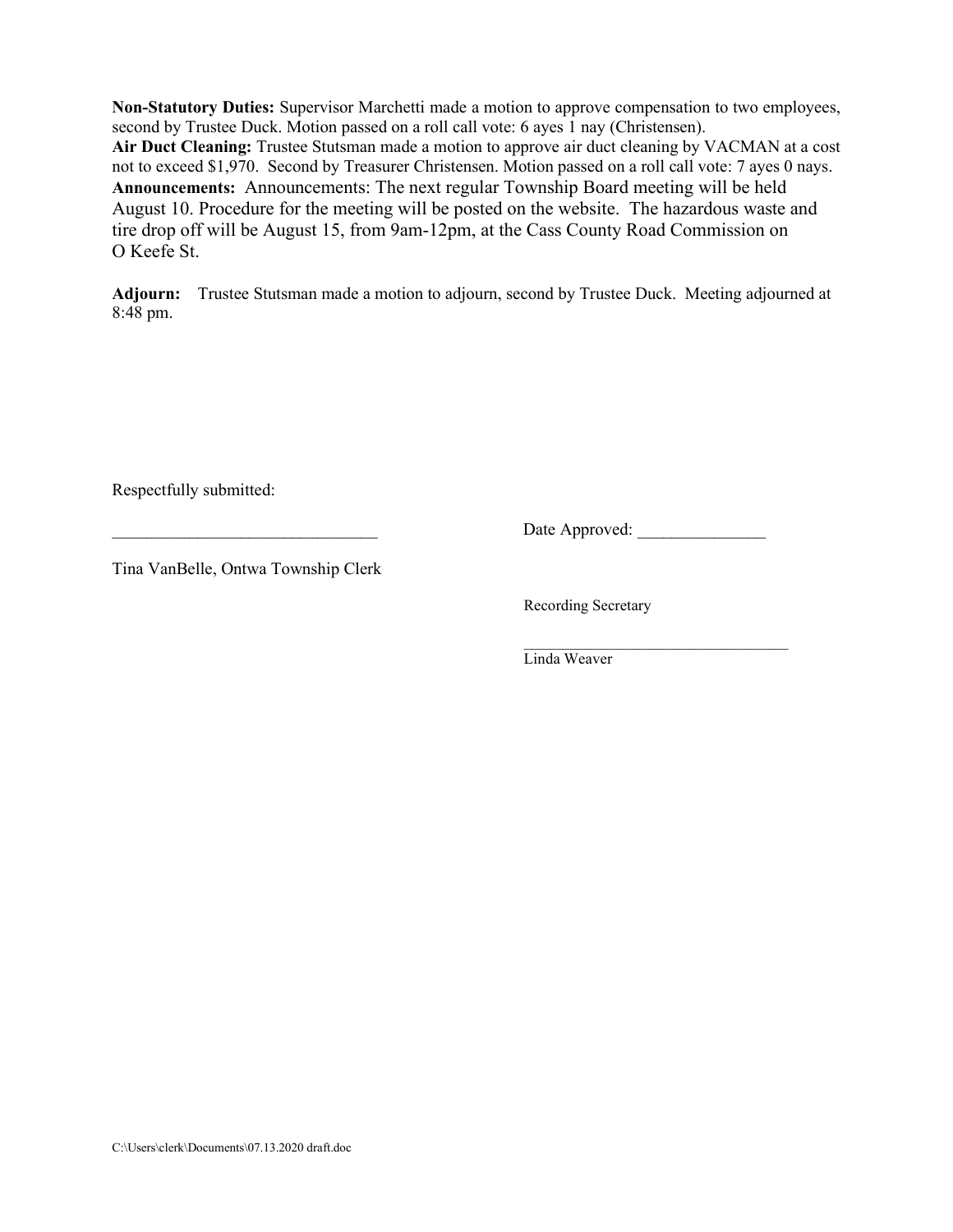**Non-Statutory Duties:** Supervisor Marchetti made a motion to approve compensation to two employees, second by Trustee Duck. Motion passed on a roll call vote: 6 ayes 1 nay (Christensen).

**Air Duct Cleaning:** Trustee Stutsman made a motion to approve air duct cleaning by VACMAN at a cost not to exceed $1,970. Second by Treasurer Christensen. Motion passed on a roll call vote: 7 ayes 0 nays.

**Announcements:** Announcements: The next regular Township Board meeting will be held August 10. Procedure for the meeting will be posted on the website. The hazardous waste and tire drop off will be August 15, from 9am-12pm, at the Cass County Road Commission on O Keefe St.

**Adjourn:** Trustee Stutsman made a motion to adjourn, second by Trustee Duck. Meeting adjourned at 8:48 pm.

Respectfully submitted:

_______________________________ Date Approved: _______________

Tina VanBelle, Ontwa Township Clerk

Recording Secretary

_________________________________

Linda Weaver

C:\Users\clerk\Documents\07.13.2020 draft.doc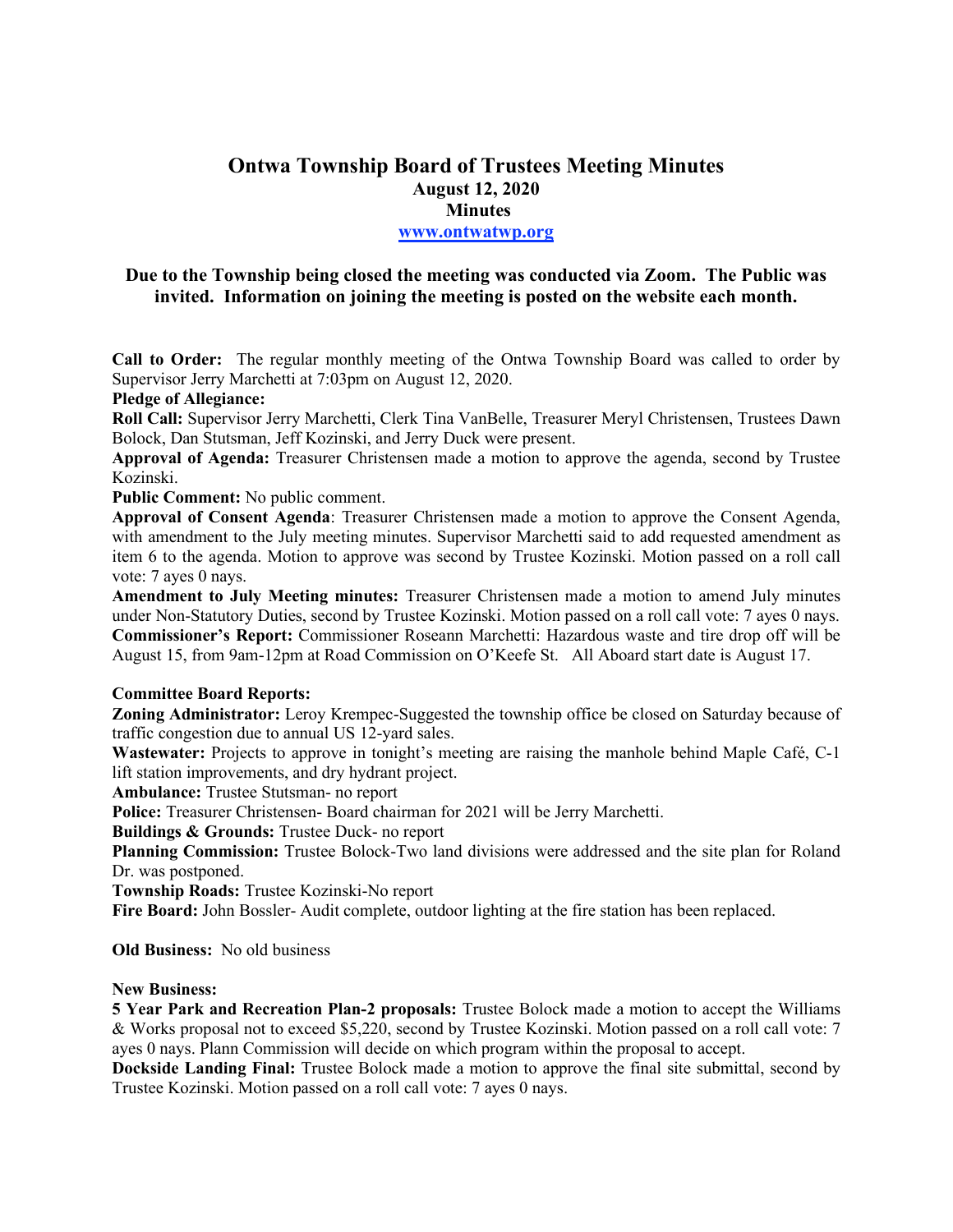# Ontwa Township Board of Trustees Meeting Minutes

**August 12, 2020**

**Minutes**

**www.ontwatwp.org**

**Due to the Township being closed the meeting was conducted via Zoom. The Public was invited. Information on joining the meeting is posted on the website each month.**

**Call to Order:** The regular monthly meeting of the Ontwa Township Board was called to order by Supervisor Jerry Marchetti at 7:03pm on August 12, 2020.

**Pledge of Allegiance:**

**Roll Call:** Supervisor Jerry Marchetti, Clerk Tina VanBelle, Treasurer Meryl Christensen, Trustees Dawn Bolock, Dan Stutsman, Jeff Kozinski, and Jerry Duck were present.

**Approval of Agenda:** Treasurer Christensen made a motion to approve the agenda, second by Trustee Kozinski.

**Public Comment:** No public comment.

**Approval of Consent Agenda**: Treasurer Christensen made a motion to approve the Consent Agenda, with amendment to the July meeting minutes. Supervisor Marchetti said to add requested amendment as item 6 to the agenda. Motion to approve was second by Trustee Kozinski. Motion passed on a roll call vote: 7 ayes 0 nays.

**Amendment to July Meeting minutes:** Treasurer Christensen made a motion to amend July minutes under Non-Statutory Duties, second by Trustee Kozinski. Motion passed on a roll call vote: 7 ayes 0 nays.

**Commissioner's Report:** Commissioner Roseann Marchetti: Hazardous waste and tire drop off will be August 15, from 9am-12pm at Road Commission on O'Keefe St. All Aboard start date is August 17.

**Committee Board Reports:**

**Zoning Administrator:** Leroy Krempec-Suggested the township office be closed on Saturday because of traffic congestion due to annual US 12-yard sales.

**Wastewater:** Projects to approve in tonight's meeting are raising the manhole behind Maple Café, C-1 lift station improvements, and dry hydrant project.

**Ambulance:** Trustee Stutsman- no report

**Police:** Treasurer Christensen- Board chairman for 2021 will be Jerry Marchetti.

**Buildings & Grounds:** Trustee Duck- no report

**Planning Commission:** Trustee Bolock-Two land divisions were addressed and the site plan for Roland Dr. was postponed.

**Township Roads:** Trustee Kozinski-No report

**Fire Board:** John Bossler- Audit complete, outdoor lighting at the fire station has been replaced.

**Old Business:** No old business

**New Business:**

**5 Year Park and Recreation Plan-2 proposals:** Trustee Bolock made a motion to accept the Williams & Works proposal not to exceed $5,220, second by Trustee Kozinski. Motion passed on a roll call vote: 7 ayes 0 nays. Plann Commission will decide on which program within the proposal to accept.

**Dockside Landing Final:** Trustee Bolock made a motion to approve the final site submittal, second by Trustee Kozinski. Motion passed on a roll call vote: 7 ayes 0 nays.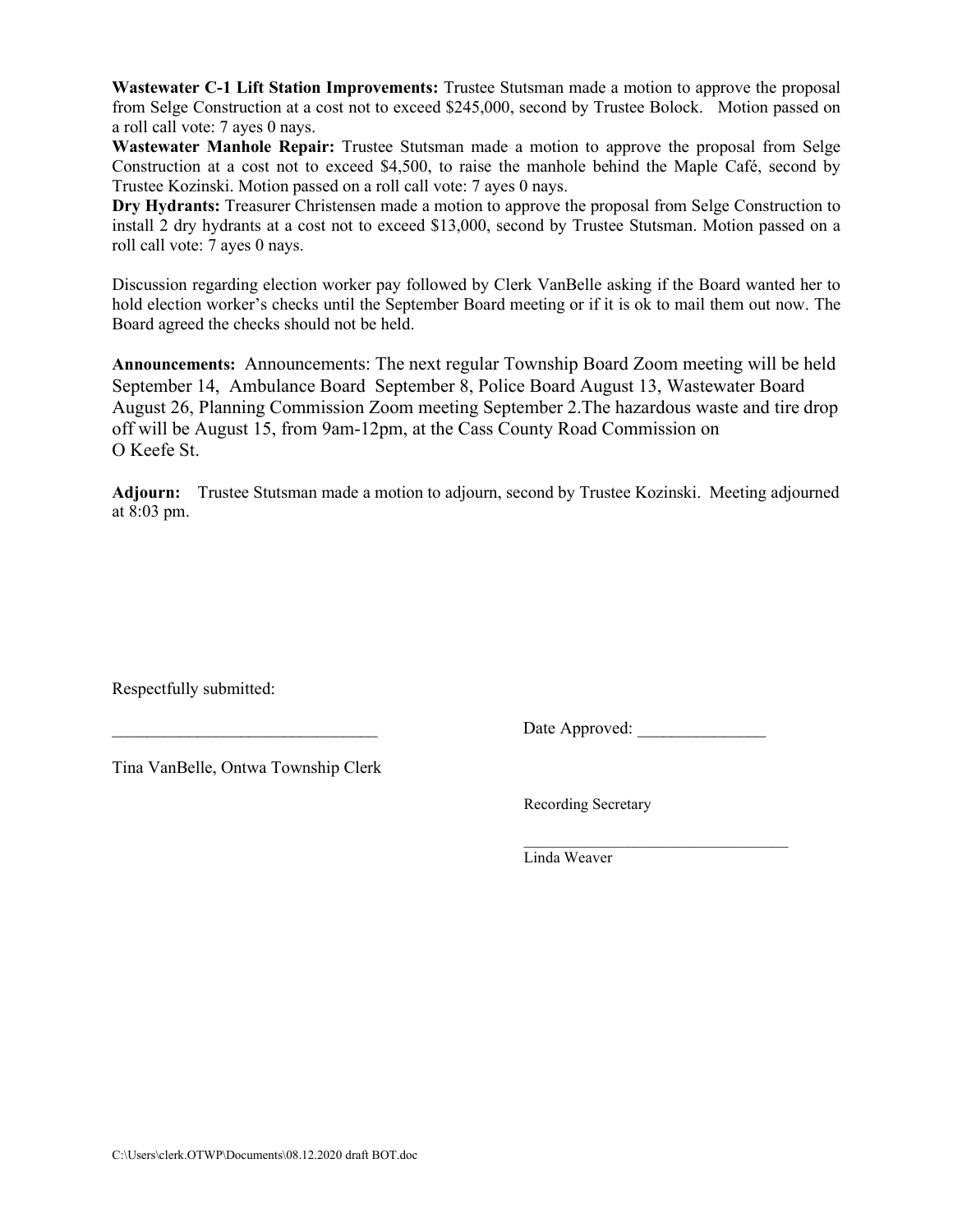**Wastewater C-1 Lift Station Improvements:** Trustee Stutsman made a motion to approve the proposal from Selge Construction at a cost not to exceed $245,000, second by Trustee Bolock. Motion passed on a roll call vote: 7 ayes 0 nays.

**Wastewater Manhole Repair:** Trustee Stutsman made a motion to approve the proposal from Selge Construction at a cost not to exceed $4,500, to raise the manhole behind the Maple Café, second by Trustee Kozinski. Motion passed on a roll call vote: 7 ayes 0 nays.

**Dry Hydrants:** Treasurer Christensen made a motion to approve the proposal from Selge Construction to install 2 dry hydrants at a cost not to exceed $13,000, second by Trustee Stutsman. Motion passed on a roll call vote: 7 ayes 0 nays.

Discussion regarding election worker pay followed by Clerk VanBelle asking if the Board wanted her to hold election worker's checks until the September Board meeting or if it is ok to mail them out now. The Board agreed the checks should not be held.

**Announcements:** Announcements: The next regular Township Board Zoom meeting will be held September 14, Ambulance Board September 8, Police Board August 13, Wastewater Board August 26, Planning Commission Zoom meeting September 2.The hazardous waste and tire drop off will be August 15, from 9am-12pm, at the Cass County Road Commission on O Keefe St.

**Adjourn:** Trustee Stutsman made a motion to adjourn, second by Trustee Kozinski. Meeting adjourned at 8:03 pm.

Respectfully submitted:

_______________________________ Date Approved: _______________

Tina VanBelle, Ontwa Township Clerk

Recording Secretary

_________________________________

Linda Weaver

C:\Users\clerk.OTWP\Documents\08.12.2020 draft BOT.doc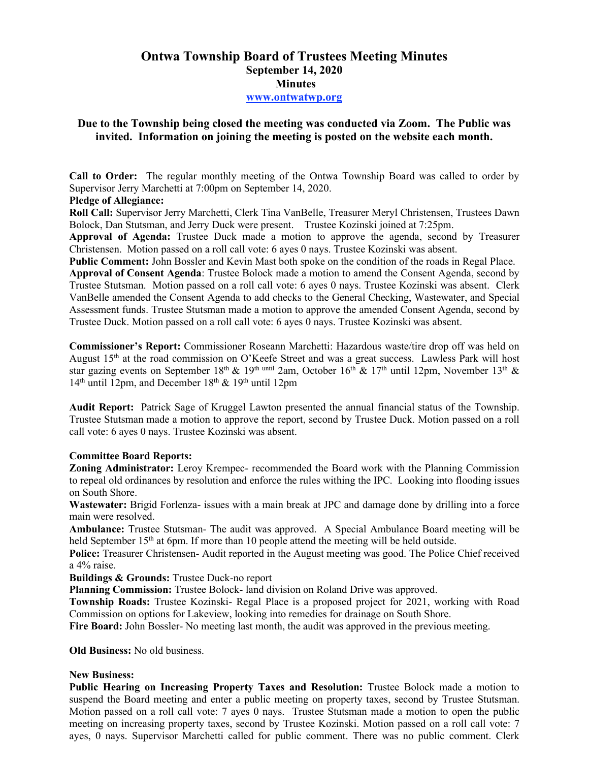# Ontwa Township Board of Trustees Meeting Minutes
## September 14, 2020
## Minutes
## [www.ontwatwp.org](http://www.ontwatwp.org)

### Due to the Township being closed the meeting was conducted via Zoom. The Public was invited. Information on joining the meeting is posted on the website each month.

**Call to Order:** The regular monthly meeting of the Ontwa Township Board was called to order by Supervisor Jerry Marchetti at 7:00pm on September 14, 2020.

**Pledge of Allegiance:**

**Roll Call:** Supervisor Jerry Marchetti, Clerk Tina VanBelle, Treasurer Meryl Christensen, Trustees Dawn Bolock, Dan Stutsman, and Jerry Duck were present. Trustee Kozinski joined at 7:25pm.

**Approval of Agenda:** Trustee Duck made a motion to approve the agenda, second by Treasurer Christensen. Motion passed on a roll call vote: 6 ayes 0 nays. Trustee Kozinski was absent.

**Public Comment:** John Bossler and Kevin Mast both spoke on the condition of the roads in Regal Place.

**Approval of Consent Agenda**: Trustee Bolock made a motion to amend the Consent Agenda, second by Trustee Stutsman. Motion passed on a roll call vote: 6 ayes 0 nays. Trustee Kozinski was absent. Clerk VanBelle amended the Consent Agenda to add checks to the General Checking, Wastewater, and Special Assessment funds. Trustee Stutsman made a motion to approve the amended Consent Agenda, second by Trustee Duck. Motion passed on a roll call vote: 6 ayes 0 nays. Trustee Kozinski was absent.

**Commissioner's Report:** Commissioner Roseann Marchetti: Hazardous waste/tire drop off was held on August 15th at the road commission on O'Keefe Street and was a great success. Lawless Park will host star gazing events on September 18th & 19th until 2am, October 16th & 17th until 12pm, November 13th & 14th until 12pm, and December 18th & 19th until 12pm

**Audit Report:** Patrick Sage of Kruggel Lawton presented the annual financial status of the Township. Trustee Stutsman made a motion to approve the report, second by Trustee Duck. Motion passed on a roll call vote: 6 ayes 0 nays. Trustee Kozinski was absent.

**Committee Board Reports:**

**Zoning Administrator:** Leroy Krempec- recommended the Board work with the Planning Commission to repeal old ordinances by resolution and enforce the rules withing the IPC. Looking into flooding issues on South Shore.

**Wastewater:** Brigid Forlenza- issues with a main break at JPC and damage done by drilling into a force main were resolved.

**Ambulance:** Trustee Stutsman- The audit was approved. A Special Ambulance Board meeting will be held September 15th at 6pm. If more than 10 people attend the meeting will be held outside.

**Police:** Treasurer Christensen- Audit reported in the August meeting was good. The Police Chief received a 4% raise.

**Buildings & Grounds:** Trustee Duck-no report

**Planning Commission:** Trustee Bolock- land division on Roland Drive was approved.

**Township Roads:** Trustee Kozinski- Regal Place is a proposed project for 2021, working with Road Commission on options for Lakeview, looking into remedies for drainage on South Shore.

**Fire Board:** John Bossler- No meeting last month, the audit was approved in the previous meeting.

**Old Business:** No old business.

**New Business:**

**Public Hearing on Increasing Property Taxes and Resolution:** Trustee Bolock made a motion to suspend the Board meeting and enter a public meeting on property taxes, second by Trustee Stutsman. Motion passed on a roll call vote: 7 ayes 0 nays. Trustee Stutsman made a motion to open the public meeting on increasing property taxes, second by Trustee Kozinski. Motion passed on a roll call vote: 7 ayes, 0 nays. Supervisor Marchetti called for public comment. There was no public comment. Clerk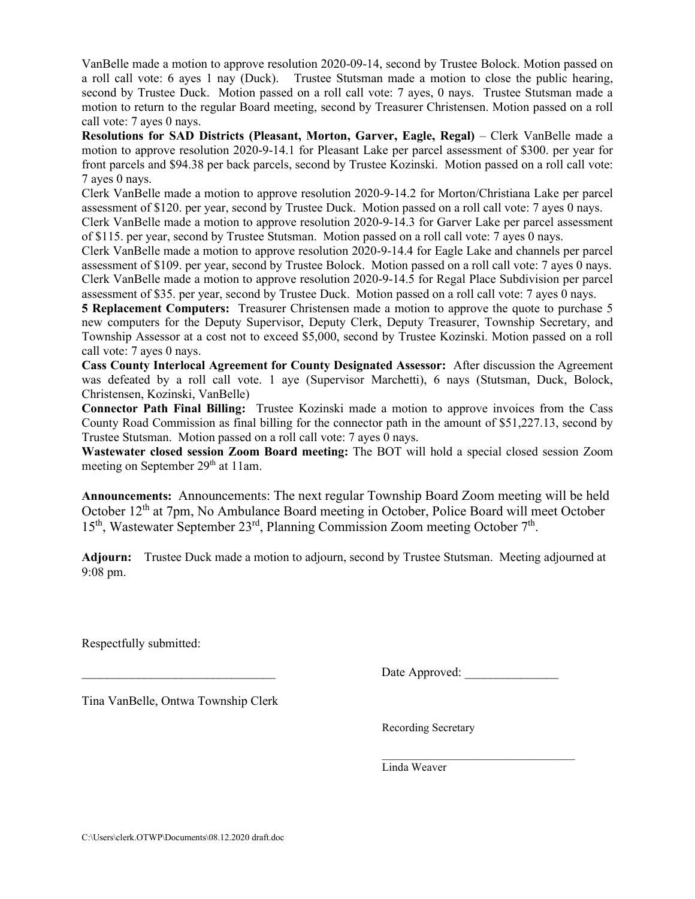VanBelle made a motion to approve resolution 2020-09-14, second by Trustee Bolock. Motion passed on a roll call vote: 6 ayes 1 nay (Duck). Trustee Stutsman made a motion to close the public hearing, second by Trustee Duck. Motion passed on a roll call vote: 7 ayes, 0 nays. Trustee Stutsman made a motion to return to the regular Board meeting, second by Treasurer Christensen. Motion passed on a roll call vote: 7 ayes 0 nays.

**Resolutions for SAD Districts (Pleasant, Morton, Garver, Eagle, Regal)** – Clerk VanBelle made a motion to approve resolution 2020-9-14.1 for Pleasant Lake per parcel assessment of $300. per year for front parcels and $94.38 per back parcels, second by Trustee Kozinski. Motion passed on a roll call vote: 7 ayes 0 nays.

Clerk VanBelle made a motion to approve resolution 2020-9-14.2 for Morton/Christiana Lake per parcel assessment of $120. per year, second by Trustee Duck. Motion passed on a roll call vote: 7 ayes 0 nays.

Clerk VanBelle made a motion to approve resolution 2020-9-14.3 for Garver Lake per parcel assessment of $115. per year, second by Trustee Stutsman. Motion passed on a roll call vote: 7 ayes 0 nays.

Clerk VanBelle made a motion to approve resolution 2020-9-14.4 for Eagle Lake and channels per parcel assessment of $109. per year, second by Trustee Bolock. Motion passed on a roll call vote: 7 ayes 0 nays.

Clerk VanBelle made a motion to approve resolution 2020-9-14.5 for Regal Place Subdivision per parcel assessment of $35. per year, second by Trustee Duck. Motion passed on a roll call vote: 7 ayes 0 nays.

**5 Replacement Computers:** Treasurer Christensen made a motion to approve the quote to purchase 5 new computers for the Deputy Supervisor, Deputy Clerk, Deputy Treasurer, Township Secretary, and Township Assessor at a cost not to exceed $5,000, second by Trustee Kozinski. Motion passed on a roll call vote: 7 ayes 0 nays.

**Cass County Interlocal Agreement for County Designated Assessor:** After discussion the Agreement was defeated by a roll call vote. 1 aye (Supervisor Marchetti), 6 nays (Stutsman, Duck, Bolock, Christensen, Kozinski, VanBelle)

**Connector Path Final Billing:** Trustee Kozinski made a motion to approve invoices from the Cass County Road Commission as final billing for the connector path in the amount of $51,227.13, second by Trustee Stutsman. Motion passed on a roll call vote: 7 ayes 0 nays.

**Wastewater closed session Zoom Board meeting:** The BOT will hold a special closed session Zoom meeting on September 29th at 11am.

**Announcements:** Announcements: The next regular Township Board Zoom meeting will be held October 12th at 7pm, No Ambulance Board meeting in October, Police Board will meet October 15th, Wastewater September 23rd, Planning Commission Zoom meeting October 7th.

**Adjourn:** Trustee Duck made a motion to adjourn, second by Trustee Stutsman. Meeting adjourned at 9:08 pm.

Respectfully submitted:

_______________________________ Date Approved: _______________

Tina VanBelle, Ontwa Township Clerk

Recording Secretary

_________________________________

Linda Weaver

C:\Users\clerk.OTWP\Documents\08.12.2020 draft.doc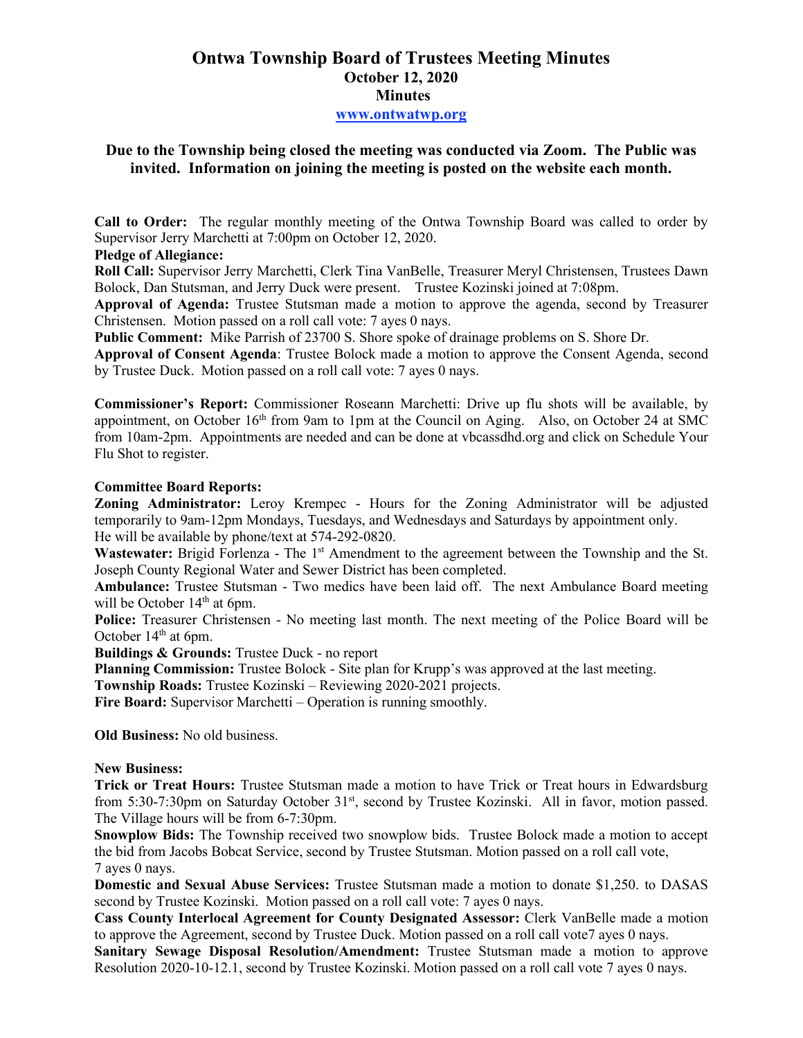# Ontwa Township Board of Trustees Meeting Minutes

## October 12, 2020

## Minutes

[www.ontwatwp.org](http://www.ontwatwp.org)

**Due to the Township being closed the meeting was conducted via Zoom. The Public was invited. Information on joining the meeting is posted on the website each month.**

**Call to Order:** The regular monthly meeting of the Ontwa Township Board was called to order by Supervisor Jerry Marchetti at 7:00pm on October 12, 2020.

**Pledge of Allegiance:**

**Roll Call:** Supervisor Jerry Marchetti, Clerk Tina VanBelle, Treasurer Meryl Christensen, Trustees Dawn Bolock, Dan Stutsman, and Jerry Duck were present. Trustee Kozinski joined at 7:08pm.

**Approval of Agenda:** Trustee Stutsman made a motion to approve the agenda, second by Treasurer Christensen. Motion passed on a roll call vote: 7 ayes 0 nays.

**Public Comment:** Mike Parrish of 23700 S. Shore spoke of drainage problems on S. Shore Dr.

**Approval of Consent Agenda**: Trustee Bolock made a motion to approve the Consent Agenda, second by Trustee Duck. Motion passed on a roll call vote: 7 ayes 0 nays.

**Commissioner's Report:** Commissioner Roseann Marchetti: Drive up flu shots will be available, by appointment, on October 16th from 9am to 1pm at the Council on Aging. Also, on October 24 at SMC from 10am-2pm. Appointments are needed and can be done at vbcassdhd.org and click on Schedule Your Flu Shot to register.

**Committee Board Reports:**

**Zoning Administrator:** Leroy Krempec - Hours for the Zoning Administrator will be adjusted temporarily to 9am-12pm Mondays, Tuesdays, and Wednesdays and Saturdays by appointment only. He will be available by phone/text at 574-292-0820.

**Wastewater:** Brigid Forlenza - The 1st Amendment to the agreement between the Township and the St. Joseph County Regional Water and Sewer District has been completed.

**Ambulance:** Trustee Stutsman - Two medics have been laid off. The next Ambulance Board meeting will be October 14th at 6pm.

**Police:** Treasurer Christensen - No meeting last month. The next meeting of the Police Board will be October 14th at 6pm.

**Buildings & Grounds:** Trustee Duck - no report

**Planning Commission:** Trustee Bolock - Site plan for Krupp's was approved at the last meeting.

**Township Roads:** Trustee Kozinski – Reviewing 2020-2021 projects.

**Fire Board:** Supervisor Marchetti – Operation is running smoothly.

**Old Business:** No old business.

**New Business:**

**Trick or Treat Hours:** Trustee Stutsman made a motion to have Trick or Treat hours in Edwardsburg from 5:30-7:30pm on Saturday October 31st, second by Trustee Kozinski. All in favor, motion passed. The Village hours will be from 6-7:30pm.

**Snowplow Bids:** The Township received two snowplow bids. Trustee Bolock made a motion to accept the bid from Jacobs Bobcat Service, second by Trustee Stutsman. Motion passed on a roll call vote, 7 ayes 0 nays.

**Domestic and Sexual Abuse Services:** Trustee Stutsman made a motion to donate $1,250. to DASAS second by Trustee Kozinski. Motion passed on a roll call vote: 7 ayes 0 nays.

**Cass County Interlocal Agreement for County Designated Assessor:** Clerk VanBelle made a motion to approve the Agreement, second by Trustee Duck. Motion passed on a roll call vote7 ayes 0 nays.

**Sanitary Sewage Disposal Resolution/Amendment:** Trustee Stutsman made a motion to approve Resolution 2020-10-12.1, second by Trustee Kozinski. Motion passed on a roll call vote 7 ayes 0 nays.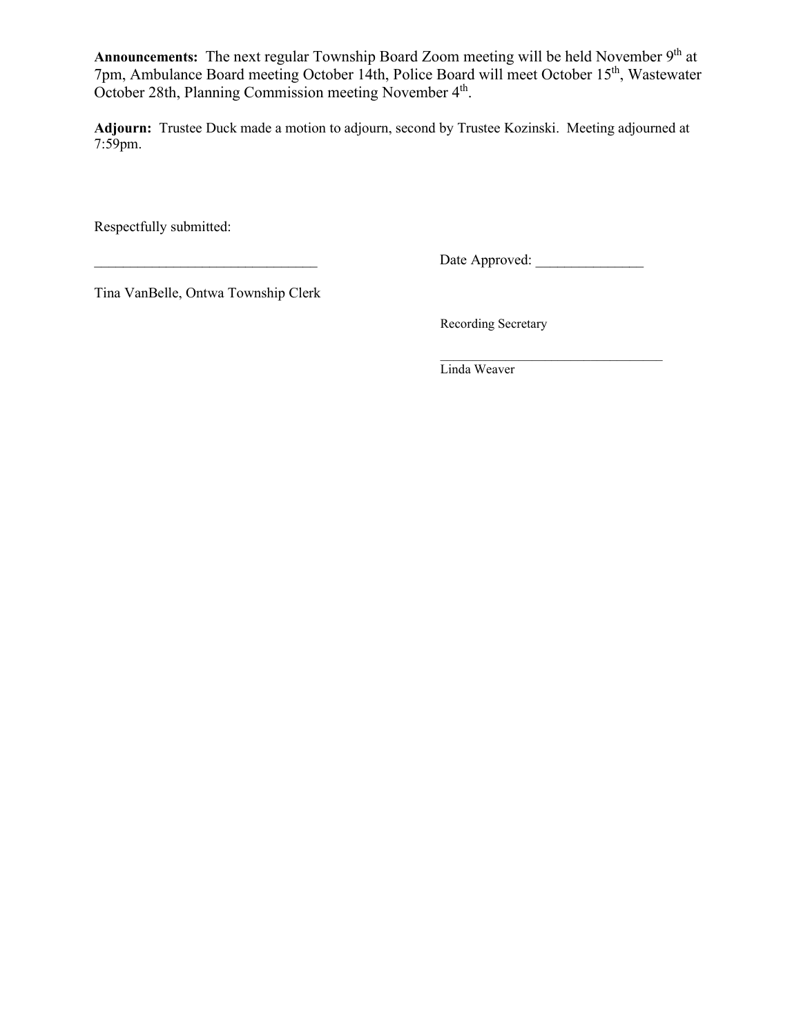**Announcements:** The next regular Township Board Zoom meeting will be held November 9th at 7pm, Ambulance Board meeting October 14th, Police Board will meet October 15th, Wastewater October 28th, Planning Commission meeting November 4th.

**Adjourn:** Trustee Duck made a motion to adjourn, second by Trustee Kozinski. Meeting adjourned at 7:59pm.

Respectfully submitted:

_______________________________ Date Approved: _______________

Tina VanBelle, Ontwa Township Clerk

Recording Secretary

_________________________________

Linda Weaver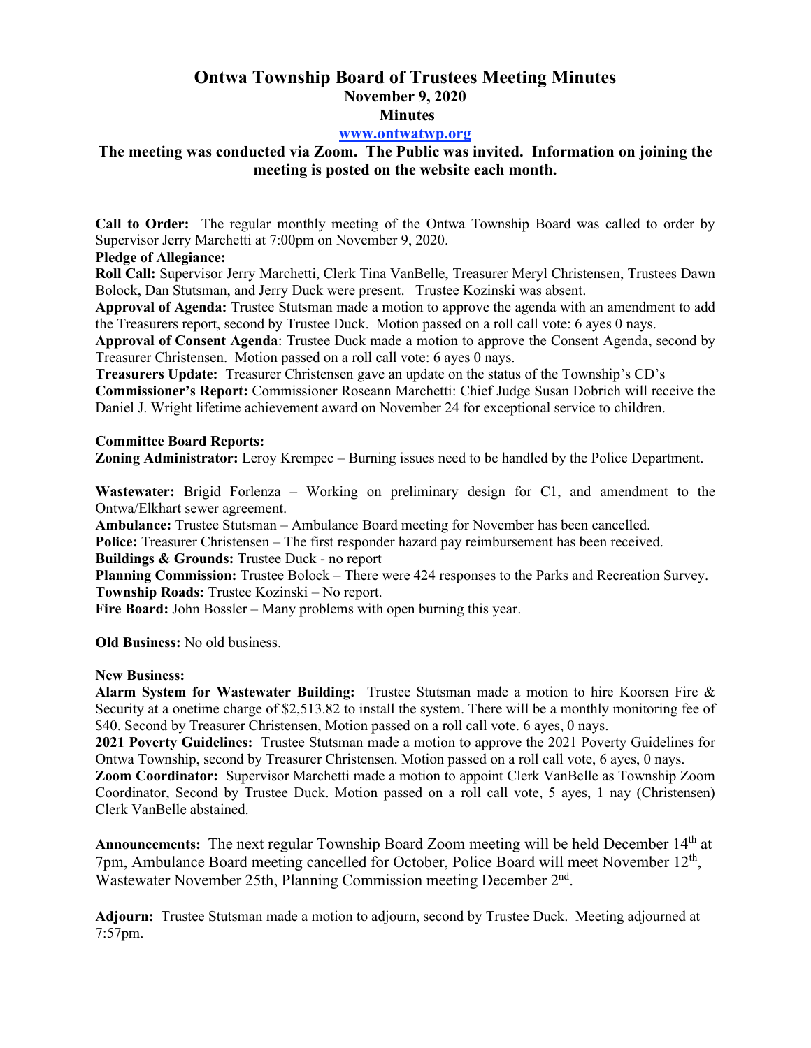# Ontwa Township Board of Trustees Meeting Minutes

**November 9, 2020**

**Minutes**

**www.ontwatwp.org**

**The meeting was conducted via Zoom. The Public was invited. Information on joining the meeting is posted on the website each month.**

**Call to Order:** The regular monthly meeting of the Ontwa Township Board was called to order by Supervisor Jerry Marchetti at 7:00pm on November 9, 2020.

**Pledge of Allegiance:**

**Roll Call:** Supervisor Jerry Marchetti, Clerk Tina VanBelle, Treasurer Meryl Christensen, Trustees Dawn Bolock, Dan Stutsman, and Jerry Duck were present. Trustee Kozinski was absent.

**Approval of Agenda:** Trustee Stutsman made a motion to approve the agenda with an amendment to add the Treasurers report, second by Trustee Duck. Motion passed on a roll call vote: 6 ayes 0 nays.

**Approval of Consent Agenda**: Trustee Duck made a motion to approve the Consent Agenda, second by Treasurer Christensen. Motion passed on a roll call vote: 6 ayes 0 nays.

**Treasurers Update:** Treasurer Christensen gave an update on the status of the Township's CD's

**Commissioner's Report:** Commissioner Roseann Marchetti: Chief Judge Susan Dobrich will receive the Daniel J. Wright lifetime achievement award on November 24 for exceptional service to children.

**Committee Board Reports:**

**Zoning Administrator:** Leroy Krempec – Burning issues need to be handled by the Police Department.

**Wastewater:** Brigid Forlenza – Working on preliminary design for C1, and amendment to the Ontwa/Elkhart sewer agreement.

**Ambulance:** Trustee Stutsman – Ambulance Board meeting for November has been cancelled.

**Police:** Treasurer Christensen – The first responder hazard pay reimbursement has been received.

**Buildings & Grounds:** Trustee Duck - no report

**Planning Commission:** Trustee Bolock – There were 424 responses to the Parks and Recreation Survey.

**Township Roads:** Trustee Kozinski – No report.

**Fire Board:** John Bossler – Many problems with open burning this year.

**Old Business:** No old business.

**New Business:**

**Alarm System for Wastewater Building:** Trustee Stutsman made a motion to hire Koorsen Fire & Security at a onetime charge of $2,513.82 to install the system. There will be a monthly monitoring fee of $40. Second by Treasurer Christensen, Motion passed on a roll call vote. 6 ayes, 0 nays.

**2021 Poverty Guidelines:** Trustee Stutsman made a motion to approve the 2021 Poverty Guidelines for Ontwa Township, second by Treasurer Christensen. Motion passed on a roll call vote, 6 ayes, 0 nays.

**Zoom Coordinator:** Supervisor Marchetti made a motion to appoint Clerk VanBelle as Township Zoom Coordinator, Second by Trustee Duck. Motion passed on a roll call vote, 5 ayes, 1 nay (Christensen) Clerk VanBelle abstained.

**Announcements:** The next regular Township Board Zoom meeting will be held December 14th at 7pm, Ambulance Board meeting cancelled for October, Police Board will meet November 12th, Wastewater November 25th, Planning Commission meeting December 2nd.

**Adjourn:** Trustee Stutsman made a motion to adjourn, second by Trustee Duck. Meeting adjourned at 7:57pm.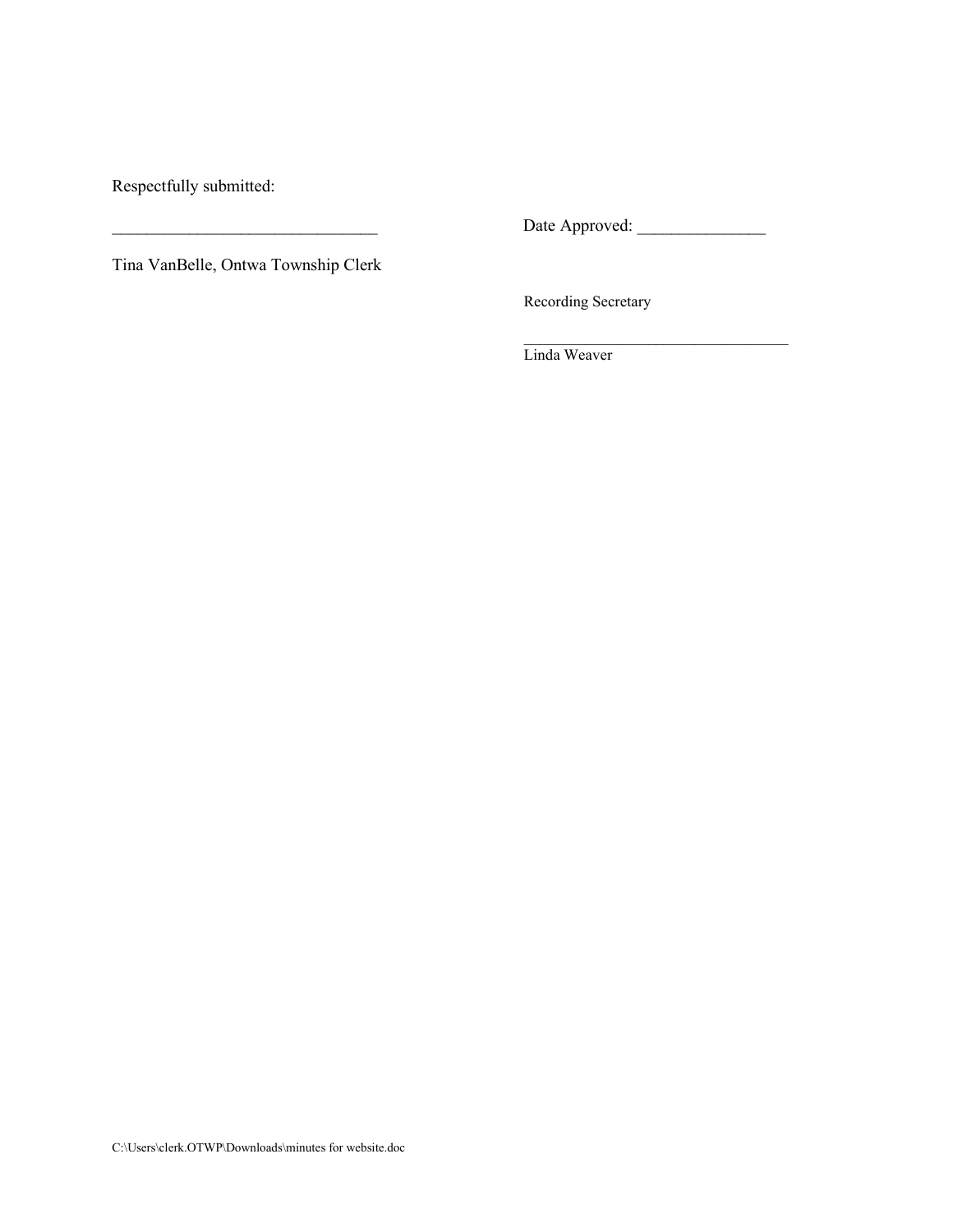Respectfully submitted:

_______________________________ Date Approved: _______________

Tina VanBelle, Ontwa Township Clerk

Recording Secretary

_________________________________
Linda Weaver

C:\Users\clerk.OTWP\Downloads\minutes for website.doc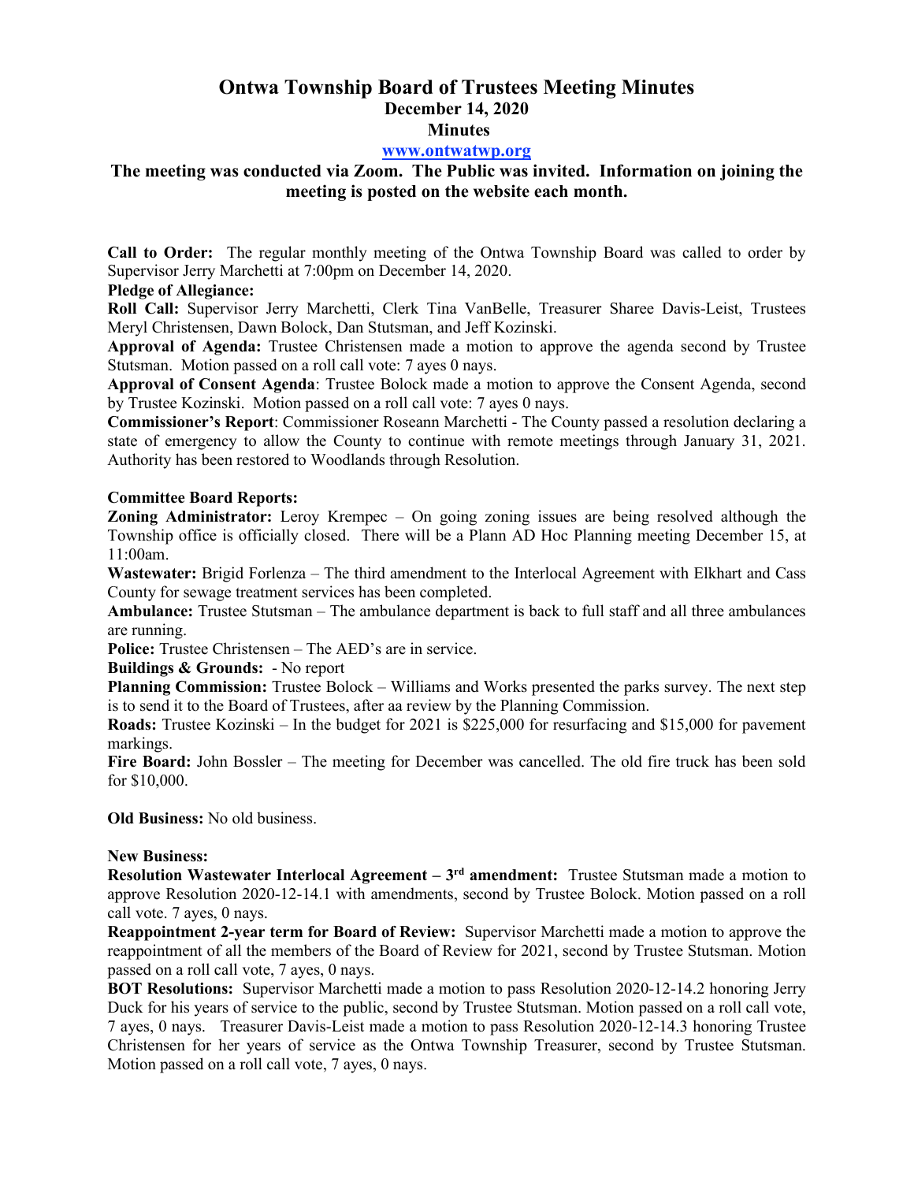# Ontwa Township Board of Trustees Meeting Minutes

**December 14, 2020**

**Minutes**

**[www.ontwatwp.org](http://www.ontwatwp.org)**

**The meeting was conducted via Zoom. The Public was invited. Information on joining the meeting is posted on the website each month.**

**Call to Order:** The regular monthly meeting of the Ontwa Township Board was called to order by Supervisor Jerry Marchetti at 7:00pm on December 14, 2020.

**Pledge of Allegiance:**

**Roll Call:** Supervisor Jerry Marchetti, Clerk Tina VanBelle, Treasurer Sharee Davis-Leist, Trustees Meryl Christensen, Dawn Bolock, Dan Stutsman, and Jeff Kozinski.

**Approval of Agenda:** Trustee Christensen made a motion to approve the agenda second by Trustee Stutsman. Motion passed on a roll call vote: 7 ayes 0 nays.

**Approval of Consent Agenda**: Trustee Bolock made a motion to approve the Consent Agenda, second by Trustee Kozinski. Motion passed on a roll call vote: 7 ayes 0 nays.

**Commissioner's Report**: Commissioner Roseann Marchetti - The County passed a resolution declaring a state of emergency to allow the County to continue with remote meetings through January 31, 2021. Authority has been restored to Woodlands through Resolution.

**Committee Board Reports:**

**Zoning Administrator:** Leroy Krempec – On going zoning issues are being resolved although the Township office is officially closed. There will be a Plann AD Hoc Planning meeting December 15, at 11:00am.

**Wastewater:** Brigid Forlenza – The third amendment to the Interlocal Agreement with Elkhart and Cass County for sewage treatment services has been completed.

**Ambulance:** Trustee Stutsman – The ambulance department is back to full staff and all three ambulances are running.

**Police:** Trustee Christensen – The AED's are in service.

**Buildings & Grounds:** - No report

**Planning Commission:** Trustee Bolock – Williams and Works presented the parks survey. The next step is to send it to the Board of Trustees, after aa review by the Planning Commission.

**Roads:** Trustee Kozinski – In the budget for 2021 is $225,000 for resurfacing and $15,000 for pavement markings.

**Fire Board:** John Bossler – The meeting for December was cancelled. The old fire truck has been sold for $10,000.

**Old Business:** No old business.

**New Business:**

**Resolution Wastewater Interlocal Agreement – 3rd amendment:** Trustee Stutsman made a motion to approve Resolution 2020-12-14.1 with amendments, second by Trustee Bolock. Motion passed on a roll call vote. 7 ayes, 0 nays.

**Reappointment 2-year term for Board of Review:** Supervisor Marchetti made a motion to approve the reappointment of all the members of the Board of Review for 2021, second by Trustee Stutsman. Motion passed on a roll call vote, 7 ayes, 0 nays.

**BOT Resolutions:** Supervisor Marchetti made a motion to pass Resolution 2020-12-14.2 honoring Jerry Duck for his years of service to the public, second by Trustee Stutsman. Motion passed on a roll call vote, 7 ayes, 0 nays. Treasurer Davis-Leist made a motion to pass Resolution 2020-12-14.3 honoring Trustee Christensen for her years of service as the Ontwa Township Treasurer, second by Trustee Stutsman. Motion passed on a roll call vote, 7 ayes, 0 nays.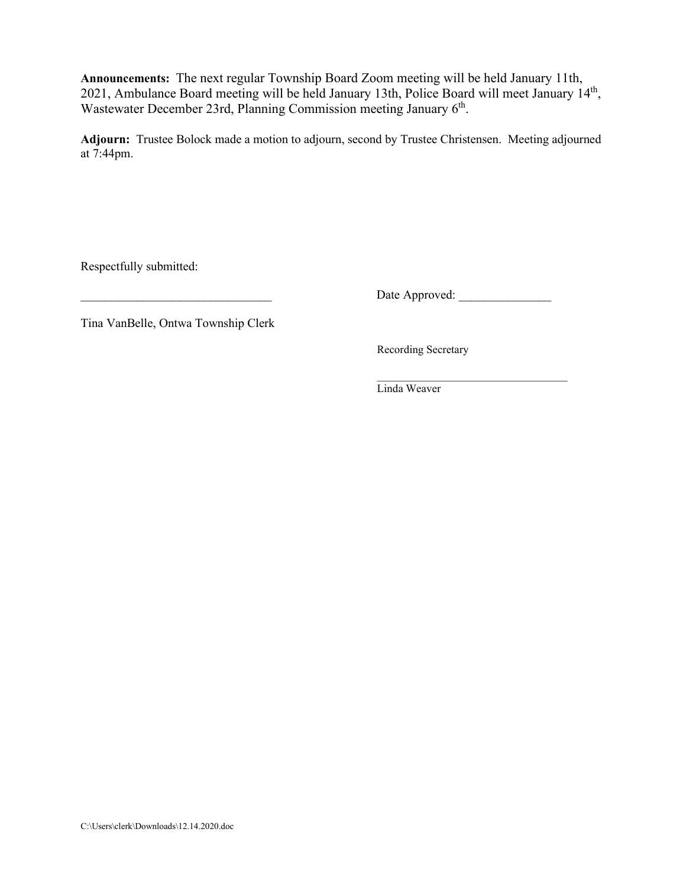**Announcements:** The next regular Township Board Zoom meeting will be held January 11th, 2021, Ambulance Board meeting will be held January 13th, Police Board will meet January 14th, Wastewater December 23rd, Planning Commission meeting January 6th.

**Adjourn:** Trustee Bolock made a motion to adjourn, second by Trustee Christensen. Meeting adjourned at 7:44pm.

Respectfully submitted:

_______________________________

Tina VanBelle, Ontwa Township Clerk

Date Approved: _______________

Recording Secretary

_________________________________

Linda Weaver

C:\Users\clerk\Downloads\12.14.2020.doc